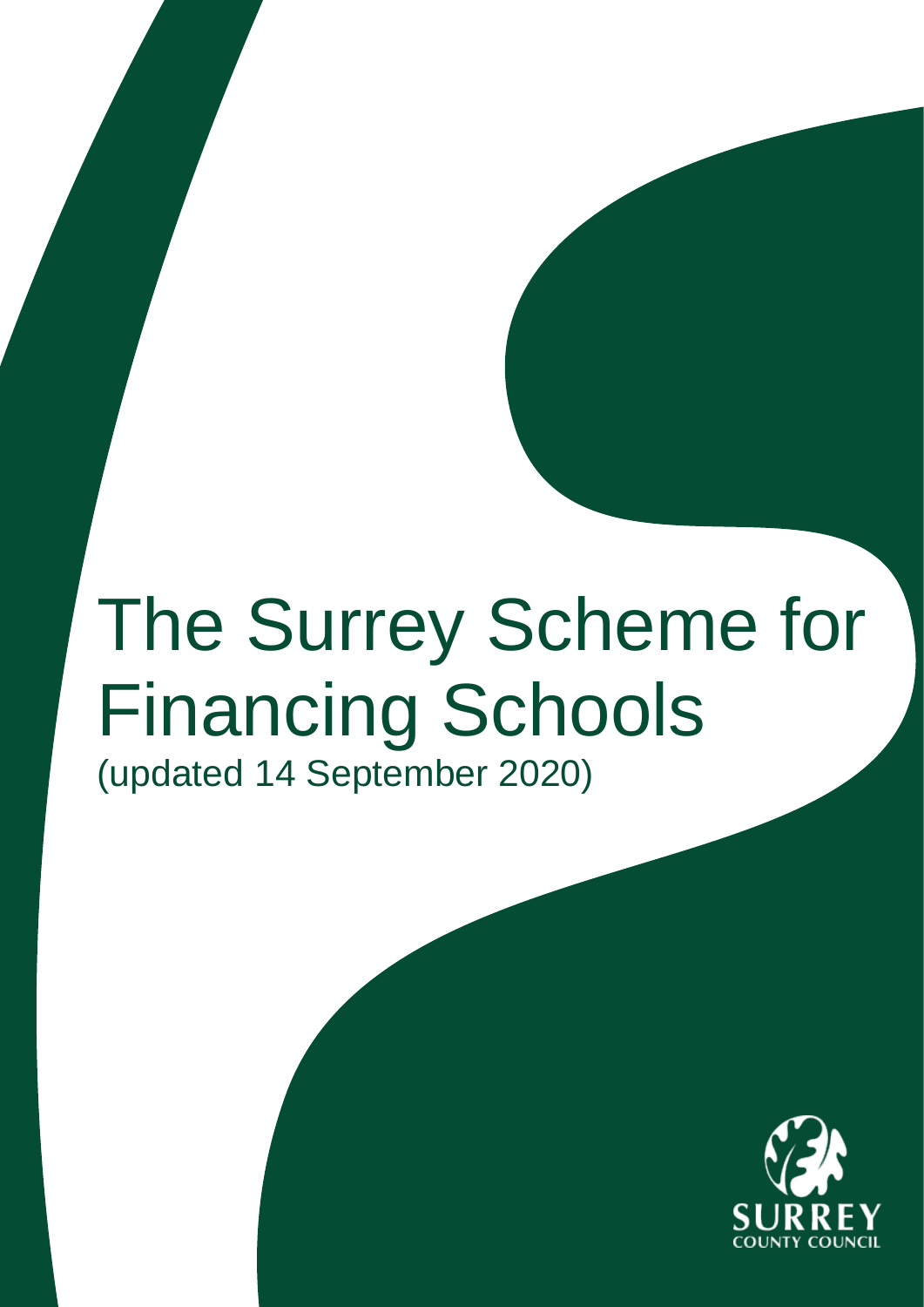# The Surrey Scheme for Financing Schools

(updated 14 September 2020)

SURREY
COUNTY COUNCIL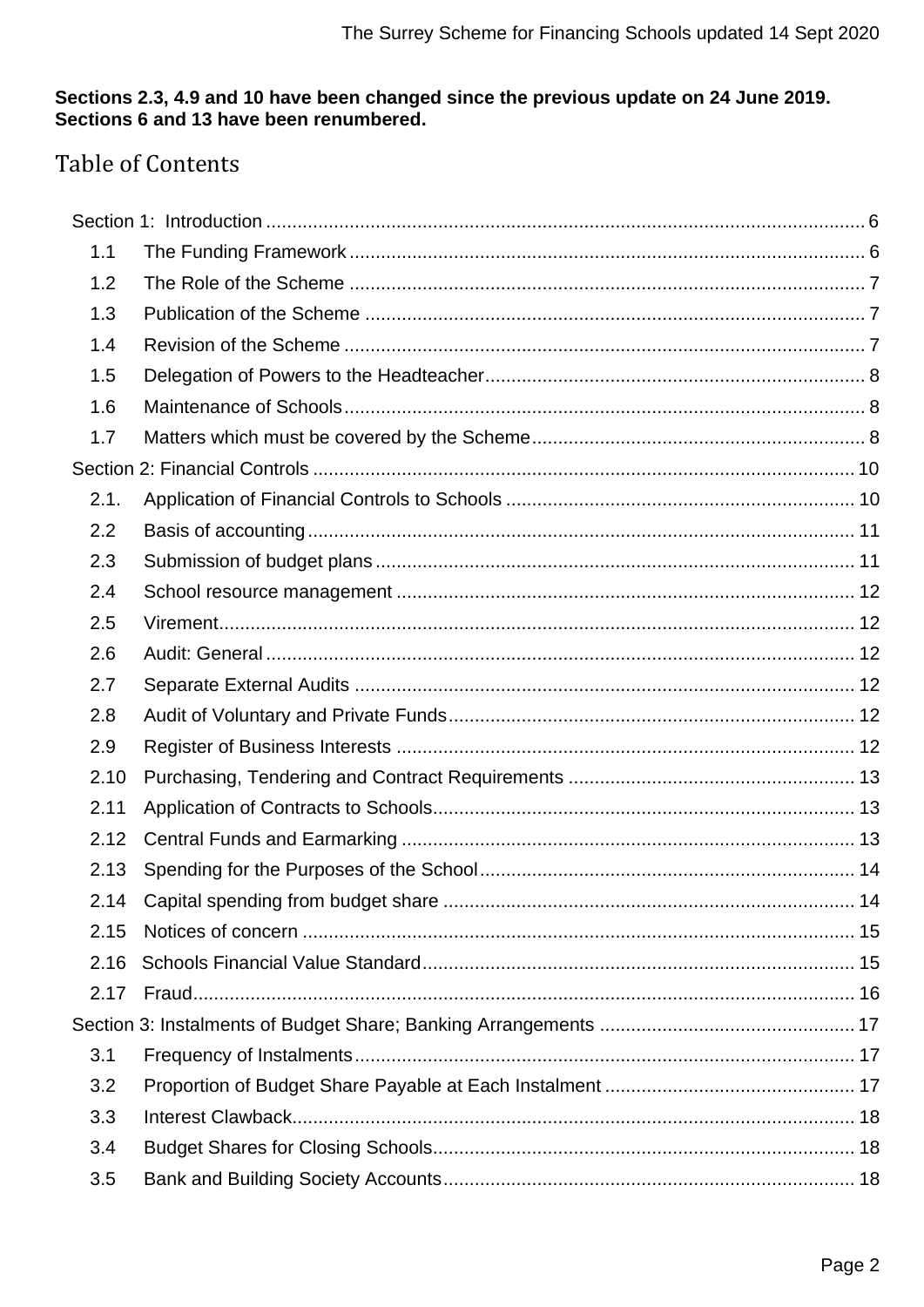**Sections 2.3, 4.9 and 10 have been changed since the previous update on 24 June 2019. Sections 6 and 13 have been renumbered.**

# Table of Contents

Section 1: Introduction ..... 6
- 1.1 The Funding Framework ..... 6
- 1.2 The Role of the Scheme ..... 7
- 1.3 Publication of the Scheme ..... 7
- 1.4 Revision of the Scheme ..... 7
- 1.5 Delegation of Powers to the Headteacher ..... 8
- 1.6 Maintenance of Schools ..... 8
- 1.7 Matters which must be covered by the Scheme ..... 8

Section 2: Financial Controls ..... 10
- 2.1. Application of Financial Controls to Schools ..... 10
- 2.2 Basis of accounting ..... 11
- 2.3 Submission of budget plans ..... 11
- 2.4 School resource management ..... 12
- 2.5 Virement ..... 12
- 2.6 Audit: General ..... 12
- 2.7 Separate External Audits ..... 12
- 2.8 Audit of Voluntary and Private Funds ..... 12
- 2.9 Register of Business Interests ..... 12
- 2.10 Purchasing, Tendering and Contract Requirements ..... 13
- 2.11 Application of Contracts to Schools ..... 13
- 2.12 Central Funds and Earmarking ..... 13
- 2.13 Spending for the Purposes of the School ..... 14
- 2.14 Capital spending from budget share ..... 14
- 2.15 Notices of concern ..... 15
- 2.16 Schools Financial Value Standard ..... 15
- 2.17 Fraud ..... 16

Section 3: Instalments of Budget Share; Banking Arrangements ..... 17
- 3.1 Frequency of Instalments ..... 17
- 3.2 Proportion of Budget Share Payable at Each Instalment ..... 17
- 3.3 Interest Clawback ..... 18
- 3.4 Budget Shares for Closing Schools ..... 18
- 3.5 Bank and Building Society Accounts ..... 18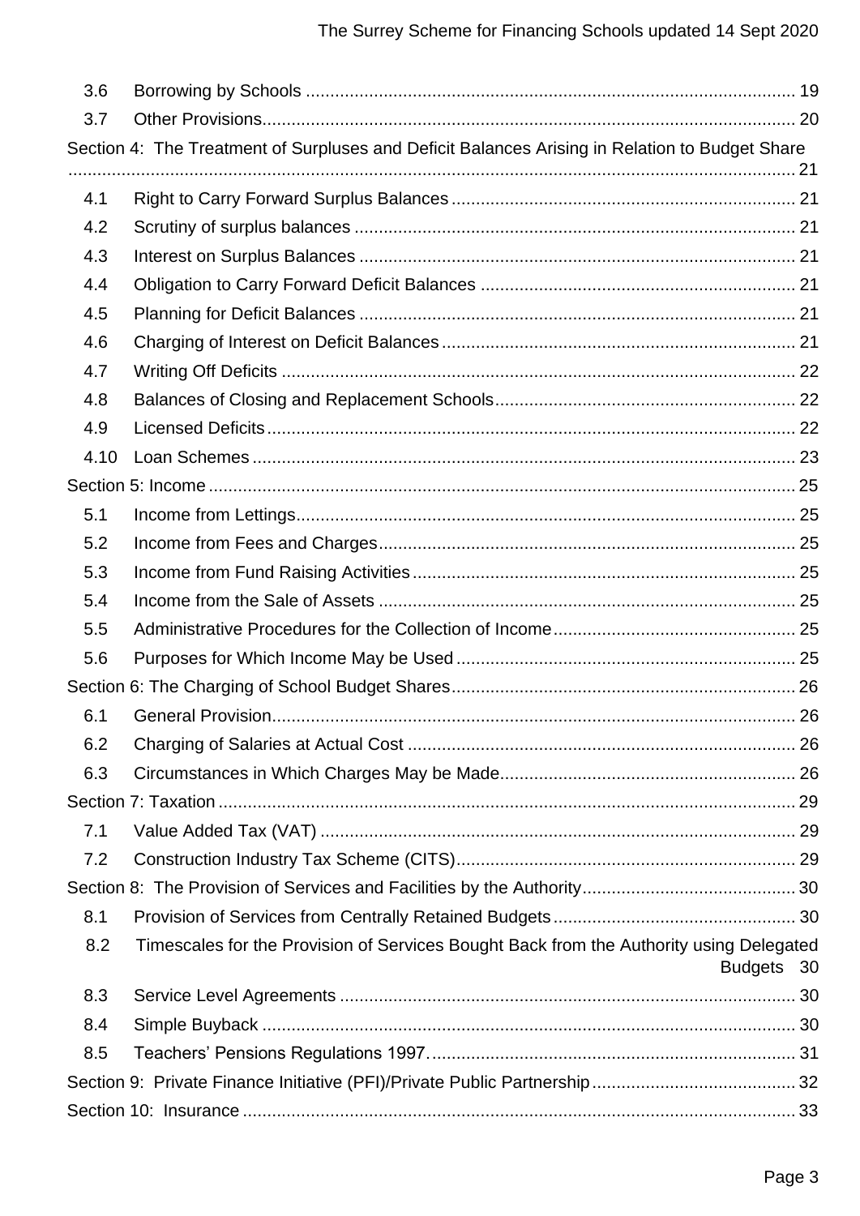- 3.6 Borrowing by Schools ..... 19
- 3.7 Other Provisions..... 20

Section 4: The Treatment of Surpluses and Deficit Balances Arising in Relation to Budget Share ..... 21

- 4.1 Right to Carry Forward Surplus Balances ..... 21
- 4.2 Scrutiny of surplus balances ..... 21
- 4.3 Interest on Surplus Balances ..... 21
- 4.4 Obligation to Carry Forward Deficit Balances ..... 21
- 4.5 Planning for Deficit Balances ..... 21
- 4.6 Charging of Interest on Deficit Balances ..... 21
- 4.7 Writing Off Deficits ..... 22
- 4.8 Balances of Closing and Replacement Schools..... 22
- 4.9 Licensed Deficits..... 22
- 4.10 Loan Schemes ..... 23

Section 5: Income ..... 25

- 5.1 Income from Lettings..... 25
- 5.2 Income from Fees and Charges..... 25
- 5.3 Income from Fund Raising Activities..... 25
- 5.4 Income from the Sale of Assets ..... 25
- 5.5 Administrative Procedures for the Collection of Income..... 25
- 5.6 Purposes for Which Income May be Used ..... 25

Section 6: The Charging of School Budget Shares..... 26

- 6.1 General Provision..... 26
- 6.2 Charging of Salaries at Actual Cost ..... 26
- 6.3 Circumstances in Which Charges May be Made..... 26

Section 7: Taxation ..... 29

- 7.1 Value Added Tax (VAT) ..... 29
- 7.2 Construction Industry Tax Scheme (CITS)..... 29

Section 8: The Provision of Services and Facilities by the Authority..... 30

- 8.1 Provision of Services from Centrally Retained Budgets..... 30
- 8.2 Timescales for the Provision of Services Bought Back from the Authority using Delegated Budgets 30
- 8.3 Service Level Agreements ..... 30
- 8.4 Simple Buyback ..... 30
- 8.5 Teachers' Pensions Regulations 1997..... 31

Section 9: Private Finance Initiative (PFI)/Private Public Partnership..... 32

Section 10: Insurance ..... 33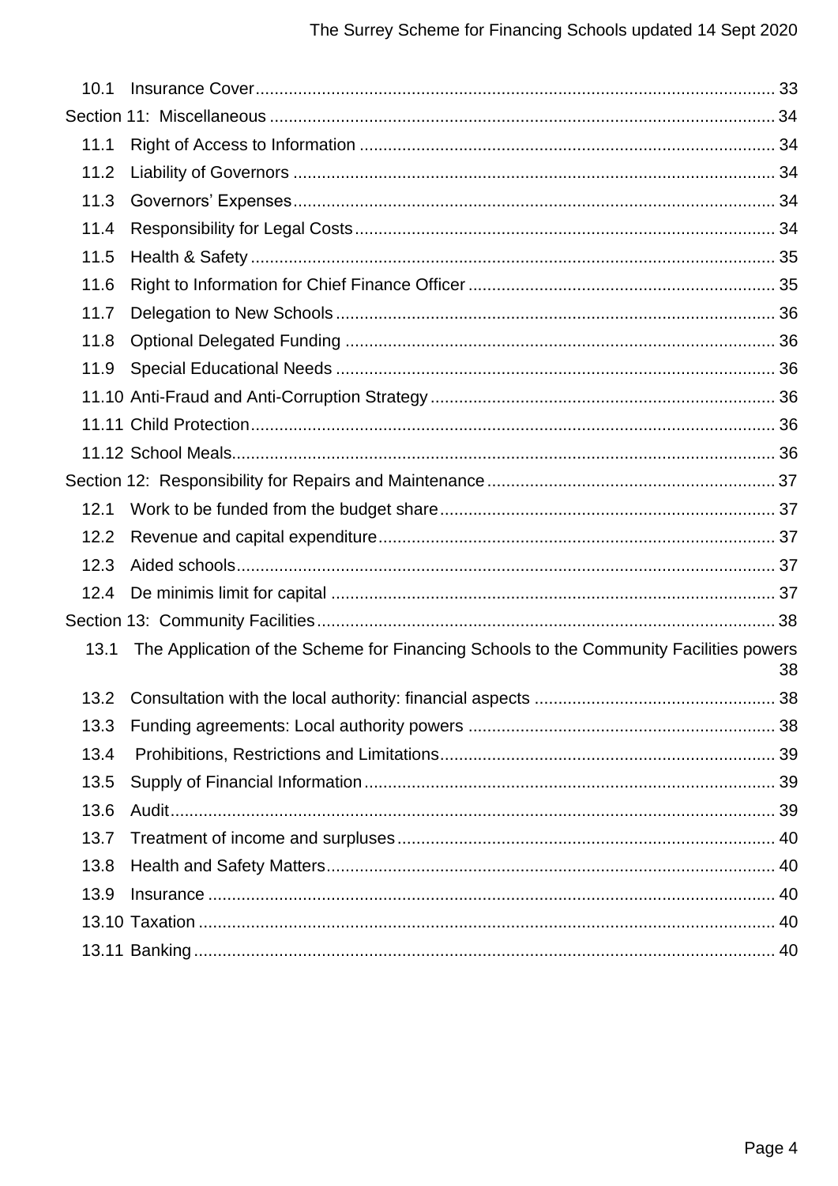10.1 Insurance Cover ..... 33

Section 11: Miscellaneous ..... 34

11.1 Right of Access to Information ..... 34

11.2 Liability of Governors ..... 34

11.3 Governors' Expenses ..... 34

11.4 Responsibility for Legal Costs ..... 34

11.5 Health & Safety ..... 35

11.6 Right to Information for Chief Finance Officer ..... 35

11.7 Delegation to New Schools ..... 36

11.8 Optional Delegated Funding ..... 36

11.9 Special Educational Needs ..... 36

11.10 Anti-Fraud and Anti-Corruption Strategy ..... 36

11.11 Child Protection ..... 36

11.12 School Meals ..... 36

Section 12: Responsibility for Repairs and Maintenance ..... 37

12.1 Work to be funded from the budget share ..... 37

12.2 Revenue and capital expenditure ..... 37

12.3 Aided schools ..... 37

12.4 De minimis limit for capital ..... 37

Section 13: Community Facilities ..... 38

13.1 The Application of the Scheme for Financing Schools to the Community Facilities powers ..... 38

13.2 Consultation with the local authority: financial aspects ..... 38

13.3 Funding agreements: Local authority powers ..... 38

13.4 Prohibitions, Restrictions and Limitations ..... 39

13.5 Supply of Financial Information ..... 39

13.6 Audit ..... 39

13.7 Treatment of income and surpluses ..... 40

13.8 Health and Safety Matters ..... 40

13.9 Insurance ..... 40

13.10 Taxation ..... 40

13.11 Banking ..... 40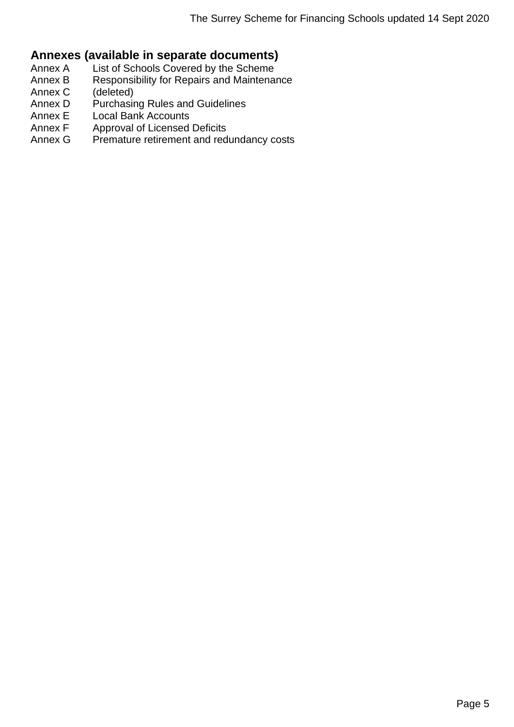## Annexes (available in separate documents)

| | |
|---|---|
| Annex A | List of Schools Covered by the Scheme |
| Annex B | Responsibility for Repairs and Maintenance |
| Annex C | (deleted) |
| Annex D | Purchasing Rules and Guidelines |
| Annex E | Local Bank Accounts |
| Annex F | Approval of Licensed Deficits |
| Annex G | Premature retirement and redundancy costs |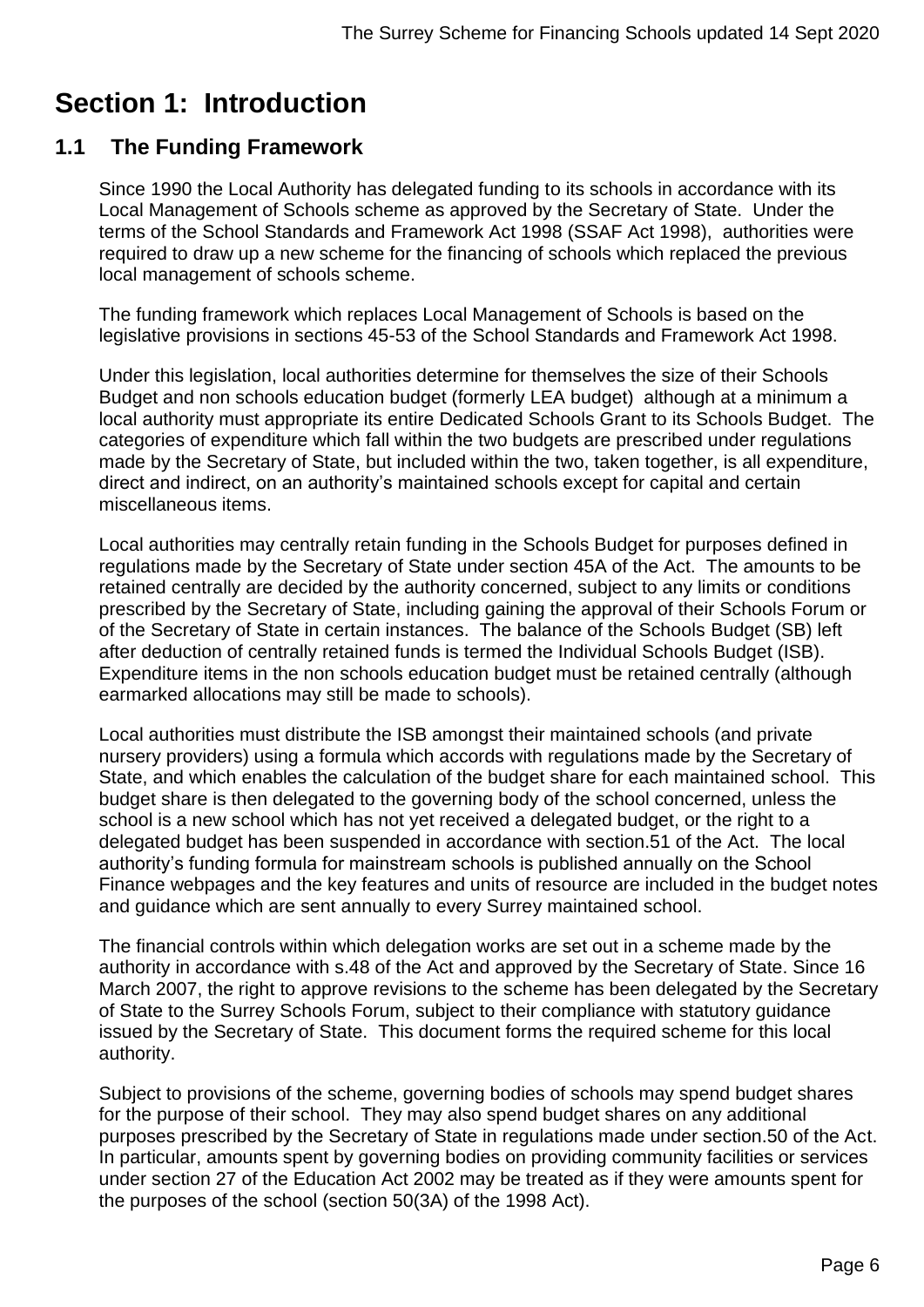# Section 1: Introduction

## 1.1 The Funding Framework

Since 1990 the Local Authority has delegated funding to its schools in accordance with its Local Management of Schools scheme as approved by the Secretary of State. Under the terms of the School Standards and Framework Act 1998 (SSAF Act 1998), authorities were required to draw up a new scheme for the financing of schools which replaced the previous local management of schools scheme.

The funding framework which replaces Local Management of Schools is based on the legislative provisions in sections 45-53 of the School Standards and Framework Act 1998.

Under this legislation, local authorities determine for themselves the size of their Schools Budget and non schools education budget (formerly LEA budget) although at a minimum a local authority must appropriate its entire Dedicated Schools Grant to its Schools Budget. The categories of expenditure which fall within the two budgets are prescribed under regulations made by the Secretary of State, but included within the two, taken together, is all expenditure, direct and indirect, on an authority's maintained schools except for capital and certain miscellaneous items.

Local authorities may centrally retain funding in the Schools Budget for purposes defined in regulations made by the Secretary of State under section 45A of the Act. The amounts to be retained centrally are decided by the authority concerned, subject to any limits or conditions prescribed by the Secretary of State, including gaining the approval of their Schools Forum or of the Secretary of State in certain instances. The balance of the Schools Budget (SB) left after deduction of centrally retained funds is termed the Individual Schools Budget (ISB). Expenditure items in the non schools education budget must be retained centrally (although earmarked allocations may still be made to schools).

Local authorities must distribute the ISB amongst their maintained schools (and private nursery providers) using a formula which accords with regulations made by the Secretary of State, and which enables the calculation of the budget share for each maintained school. This budget share is then delegated to the governing body of the school concerned, unless the school is a new school which has not yet received a delegated budget, or the right to a delegated budget has been suspended in accordance with section.51 of the Act. The local authority's funding formula for mainstream schools is published annually on the School Finance webpages and the key features and units of resource are included in the budget notes and guidance which are sent annually to every Surrey maintained school.

The financial controls within which delegation works are set out in a scheme made by the authority in accordance with s.48 of the Act and approved by the Secretary of State. Since 16 March 2007, the right to approve revisions to the scheme has been delegated by the Secretary of State to the Surrey Schools Forum, subject to their compliance with statutory guidance issued by the Secretary of State. This document forms the required scheme for this local authority.

Subject to provisions of the scheme, governing bodies of schools may spend budget shares for the purpose of their school. They may also spend budget shares on any additional purposes prescribed by the Secretary of State in regulations made under section.50 of the Act. In particular, amounts spent by governing bodies on providing community facilities or services under section 27 of the Education Act 2002 may be treated as if they were amounts spent for the purposes of the school (section 50(3A) of the 1998 Act).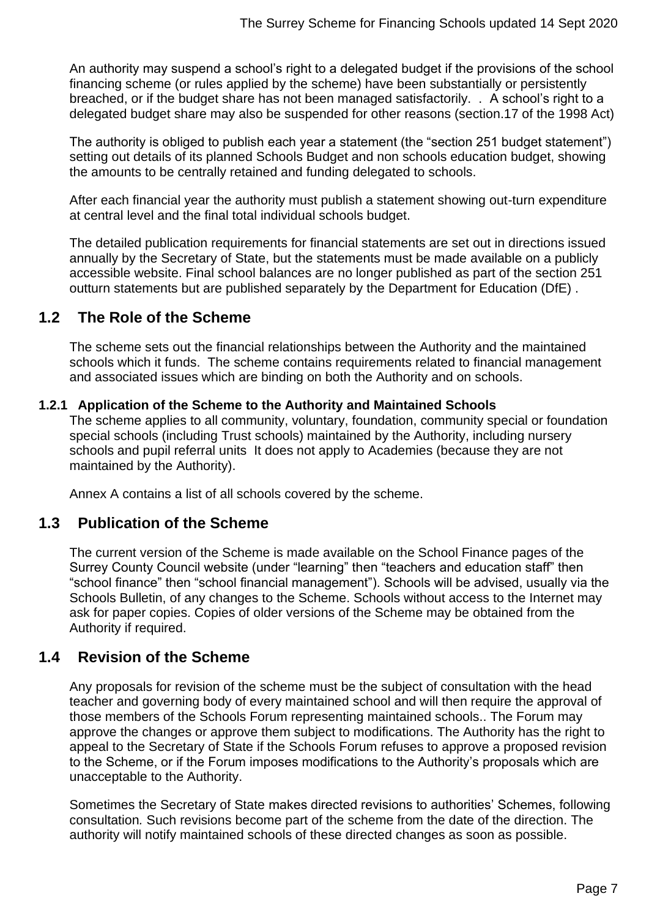An authority may suspend a school's right to a delegated budget if the provisions of the school financing scheme (or rules applied by the scheme) have been substantially or persistently breached, or if the budget share has not been managed satisfactorily. . A school's right to a delegated budget share may also be suspended for other reasons (section.17 of the 1998 Act)

The authority is obliged to publish each year a statement (the "section 251 budget statement") setting out details of its planned Schools Budget and non schools education budget, showing the amounts to be centrally retained and funding delegated to schools.

After each financial year the authority must publish a statement showing out-turn expenditure at central level and the final total individual schools budget.

The detailed publication requirements for financial statements are set out in directions issued annually by the Secretary of State, but the statements must be made available on a publicly accessible website. Final school balances are no longer published as part of the section 251 outturn statements but are published separately by the Department for Education (DfE) .

## 1.2 The Role of the Scheme

The scheme sets out the financial relationships between the Authority and the maintained schools which it funds. The scheme contains requirements related to financial management and associated issues which are binding on both the Authority and on schools.

### 1.2.1 Application of the Scheme to the Authority and Maintained Schools

The scheme applies to all community, voluntary, foundation, community special or foundation special schools (including Trust schools) maintained by the Authority, including nursery schools and pupil referral units It does not apply to Academies (because they are not maintained by the Authority).

Annex A contains a list of all schools covered by the scheme.

## 1.3 Publication of the Scheme

The current version of the Scheme is made available on the School Finance pages of the Surrey County Council website (under "learning" then "teachers and education staff" then "school finance" then "school financial management"). Schools will be advised, usually via the Schools Bulletin, of any changes to the Scheme. Schools without access to the Internet may ask for paper copies. Copies of older versions of the Scheme may be obtained from the Authority if required.

## 1.4 Revision of the Scheme

Any proposals for revision of the scheme must be the subject of consultation with the head teacher and governing body of every maintained school and will then require the approval of those members of the Schools Forum representing maintained schools.. The Forum may approve the changes or approve them subject to modifications. The Authority has the right to appeal to the Secretary of State if the Schools Forum refuses to approve a proposed revision to the Scheme, or if the Forum imposes modifications to the Authority's proposals which are unacceptable to the Authority.

Sometimes the Secretary of State makes directed revisions to authorities' Schemes, following consultation. Such revisions become part of the scheme from the date of the direction. The authority will notify maintained schools of these directed changes as soon as possible.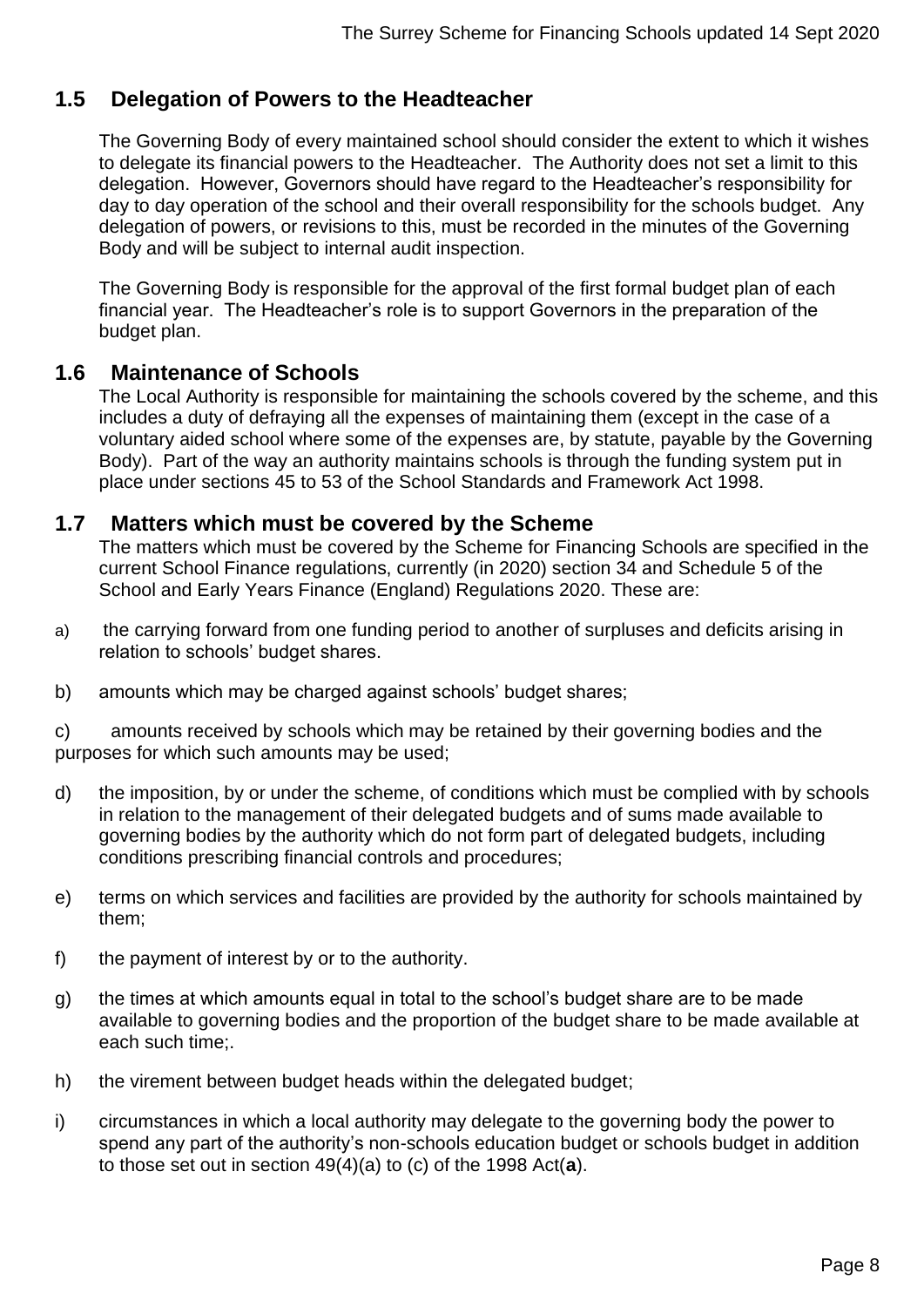## 1.5 Delegation of Powers to the Headteacher

The Governing Body of every maintained school should consider the extent to which it wishes to delegate its financial powers to the Headteacher. The Authority does not set a limit to this delegation. However, Governors should have regard to the Headteacher's responsibility for day to day operation of the school and their overall responsibility for the schools budget. Any delegation of powers, or revisions to this, must be recorded in the minutes of the Governing Body and will be subject to internal audit inspection.

The Governing Body is responsible for the approval of the first formal budget plan of each financial year. The Headteacher's role is to support Governors in the preparation of the budget plan.

## 1.6 Maintenance of Schools

The Local Authority is responsible for maintaining the schools covered by the scheme, and this includes a duty of defraying all the expenses of maintaining them (except in the case of a voluntary aided school where some of the expenses are, by statute, payable by the Governing Body). Part of the way an authority maintains schools is through the funding system put in place under sections 45 to 53 of the School Standards and Framework Act 1998.

## 1.7 Matters which must be covered by the Scheme

The matters which must be covered by the Scheme for Financing Schools are specified in the current School Finance regulations, currently (in 2020) section 34 and Schedule 5 of the School and Early Years Finance (England) Regulations 2020. These are:

a) the carrying forward from one funding period to another of surpluses and deficits arising in relation to schools' budget shares.

b) amounts which may be charged against schools' budget shares;

c) amounts received by schools which may be retained by their governing bodies and the purposes for which such amounts may be used;

d) the imposition, by or under the scheme, of conditions which must be complied with by schools in relation to the management of their delegated budgets and of sums made available to governing bodies by the authority which do not form part of delegated budgets, including conditions prescribing financial controls and procedures;

e) terms on which services and facilities are provided by the authority for schools maintained by them;

f) the payment of interest by or to the authority.

g) the times at which amounts equal in total to the school's budget share are to be made available to governing bodies and the proportion of the budget share to be made available at each such time;.

h) the virement between budget heads within the delegated budget;

i) circumstances in which a local authority may delegate to the governing body the power to spend any part of the authority's non-schools education budget or schools budget in addition to those set out in section 49(4)(a) to (c) of the 1998 Act(**a**).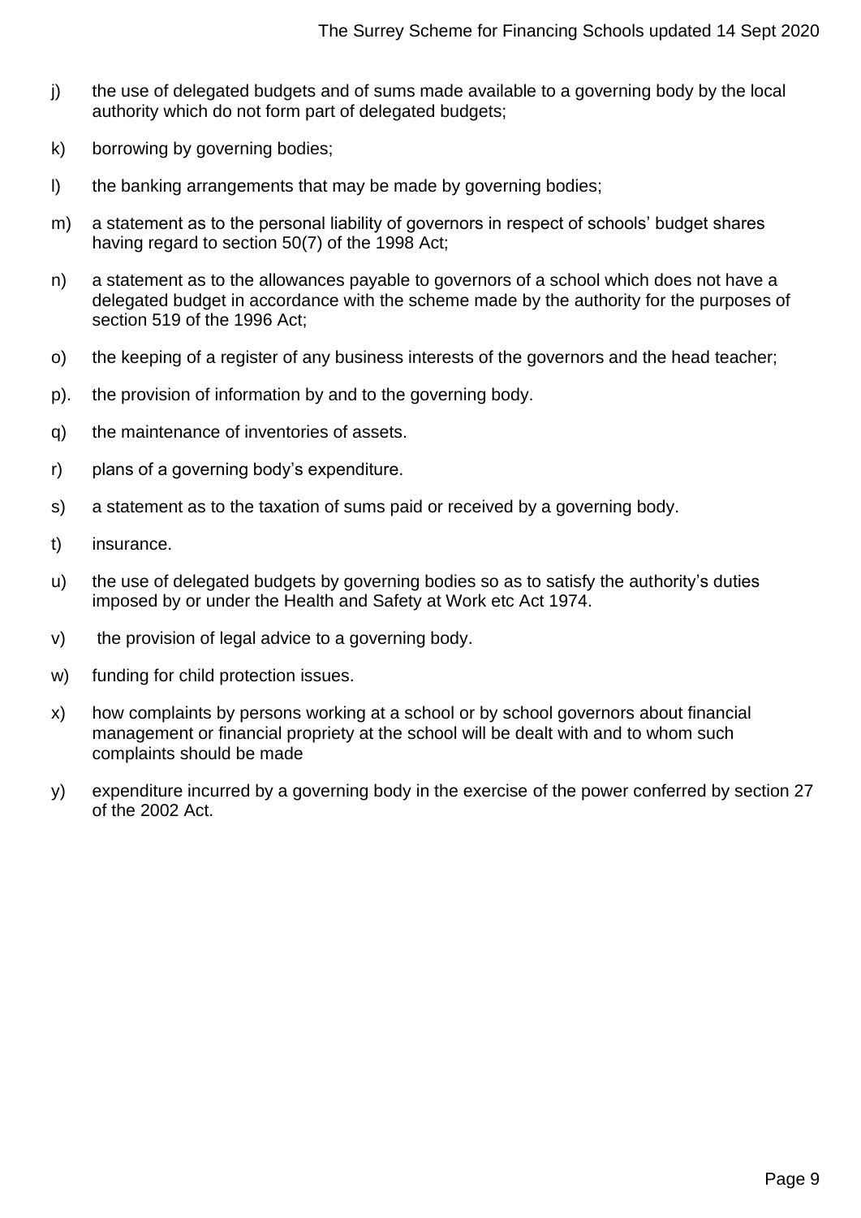j) the use of delegated budgets and of sums made available to a governing body by the local authority which do not form part of delegated budgets;

k) borrowing by governing bodies;

l) the banking arrangements that may be made by governing bodies;

m) a statement as to the personal liability of governors in respect of schools' budget shares having regard to section 50(7) of the 1998 Act;

n) a statement as to the allowances payable to governors of a school which does not have a delegated budget in accordance with the scheme made by the authority for the purposes of section 519 of the 1996 Act;

o) the keeping of a register of any business interests of the governors and the head teacher;

p). the provision of information by and to the governing body.

q) the maintenance of inventories of assets.

r) plans of a governing body's expenditure.

s) a statement as to the taxation of sums paid or received by a governing body.

t) insurance.

u) the use of delegated budgets by governing bodies so as to satisfy the authority's duties imposed by or under the Health and Safety at Work etc Act 1974.

v) the provision of legal advice to a governing body.

w) funding for child protection issues.

x) how complaints by persons working at a school or by school governors about financial management or financial propriety at the school will be dealt with and to whom such complaints should be made

y) expenditure incurred by a governing body in the exercise of the power conferred by section 27 of the 2002 Act.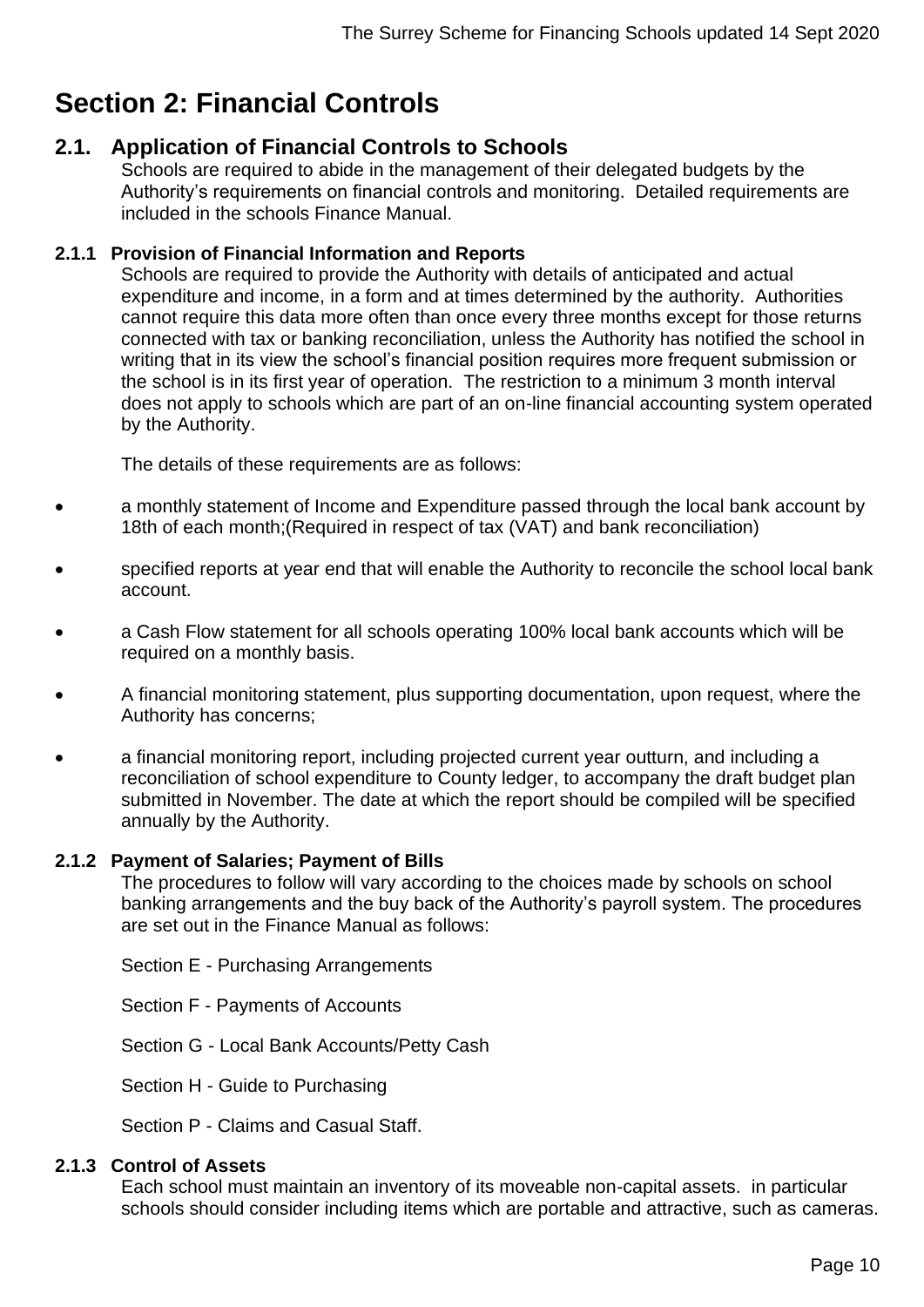# Section 2: Financial Controls

## 2.1. Application of Financial Controls to Schools

Schools are required to abide in the management of their delegated budgets by the Authority's requirements on financial controls and monitoring. Detailed requirements are included in the schools Finance Manual.

### 2.1.1 Provision of Financial Information and Reports

Schools are required to provide the Authority with details of anticipated and actual expenditure and income, in a form and at times determined by the authority. Authorities cannot require this data more often than once every three months except for those returns connected with tax or banking reconciliation, unless the Authority has notified the school in writing that in its view the school's financial position requires more frequent submission or the school is in its first year of operation. The restriction to a minimum 3 month interval does not apply to schools which are part of an on-line financial accounting system operated by the Authority.

The details of these requirements are as follows:

- a monthly statement of Income and Expenditure passed through the local bank account by 18th of each month;(Required in respect of tax (VAT) and bank reconciliation)
- specified reports at year end that will enable the Authority to reconcile the school local bank account.
- a Cash Flow statement for all schools operating 100% local bank accounts which will be required on a monthly basis.
- A financial monitoring statement, plus supporting documentation, upon request, where the Authority has concerns;
- a financial monitoring report, including projected current year outturn, and including a reconciliation of school expenditure to County ledger, to accompany the draft budget plan submitted in November. The date at which the report should be compiled will be specified annually by the Authority.

### 2.1.2 Payment of Salaries; Payment of Bills

The procedures to follow will vary according to the choices made by schools on school banking arrangements and the buy back of the Authority's payroll system. The procedures are set out in the Finance Manual as follows:

Section E - Purchasing Arrangements

Section F - Payments of Accounts

Section G - Local Bank Accounts/Petty Cash

Section H - Guide to Purchasing

Section P - Claims and Casual Staff.

### 2.1.3 Control of Assets

Each school must maintain an inventory of its moveable non-capital assets. in particular schools should consider including items which are portable and attractive, such as cameras.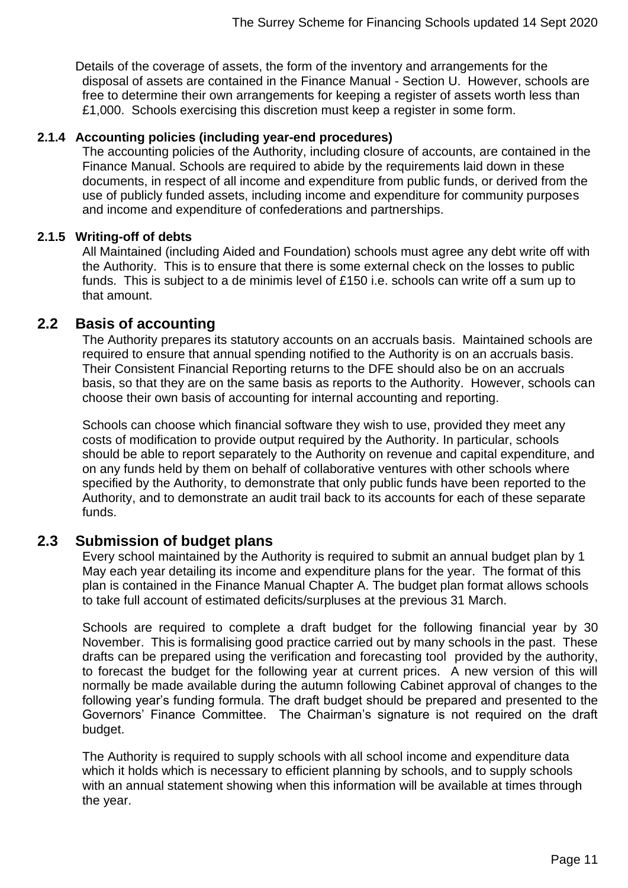Details of the coverage of assets, the form of the inventory and arrangements for the disposal of assets are contained in the Finance Manual - Section U. However, schools are free to determine their own arrangements for keeping a register of assets worth less than £1,000. Schools exercising this discretion must keep a register in some form.

#### 2.1.4 Accounting policies (including year-end procedures)

The accounting policies of the Authority, including closure of accounts, are contained in the Finance Manual. Schools are required to abide by the requirements laid down in these documents, in respect of all income and expenditure from public funds, or derived from the use of publicly funded assets, including income and expenditure for community purposes and income and expenditure of confederations and partnerships.

#### 2.1.5 Writing-off of debts

All Maintained (including Aided and Foundation) schools must agree any debt write off with the Authority. This is to ensure that there is some external check on the losses to public funds. This is subject to a de minimis level of £150 i.e. schools can write off a sum up to that amount.

## 2.2 Basis of accounting

The Authority prepares its statutory accounts on an accruals basis. Maintained schools are required to ensure that annual spending notified to the Authority is on an accruals basis. Their Consistent Financial Reporting returns to the DFE should also be on an accruals basis, so that they are on the same basis as reports to the Authority. However, schools can choose their own basis of accounting for internal accounting and reporting.

Schools can choose which financial software they wish to use, provided they meet any costs of modification to provide output required by the Authority. In particular, schools should be able to report separately to the Authority on revenue and capital expenditure, and on any funds held by them on behalf of collaborative ventures with other schools where specified by the Authority, to demonstrate that only public funds have been reported to the Authority, and to demonstrate an audit trail back to its accounts for each of these separate funds.

## 2.3 Submission of budget plans

Every school maintained by the Authority is required to submit an annual budget plan by 1 May each year detailing its income and expenditure plans for the year. The format of this plan is contained in the Finance Manual Chapter A. The budget plan format allows schools to take full account of estimated deficits/surpluses at the previous 31 March.

Schools are required to complete a draft budget for the following financial year by 30 November. This is formalising good practice carried out by many schools in the past. These drafts can be prepared using the verification and forecasting tool provided by the authority, to forecast the budget for the following year at current prices. A new version of this will normally be made available during the autumn following Cabinet approval of changes to the following year's funding formula. The draft budget should be prepared and presented to the Governors' Finance Committee. The Chairman's signature is not required on the draft budget.

The Authority is required to supply schools with all school income and expenditure data which it holds which is necessary to efficient planning by schools, and to supply schools with an annual statement showing when this information will be available at times through the year.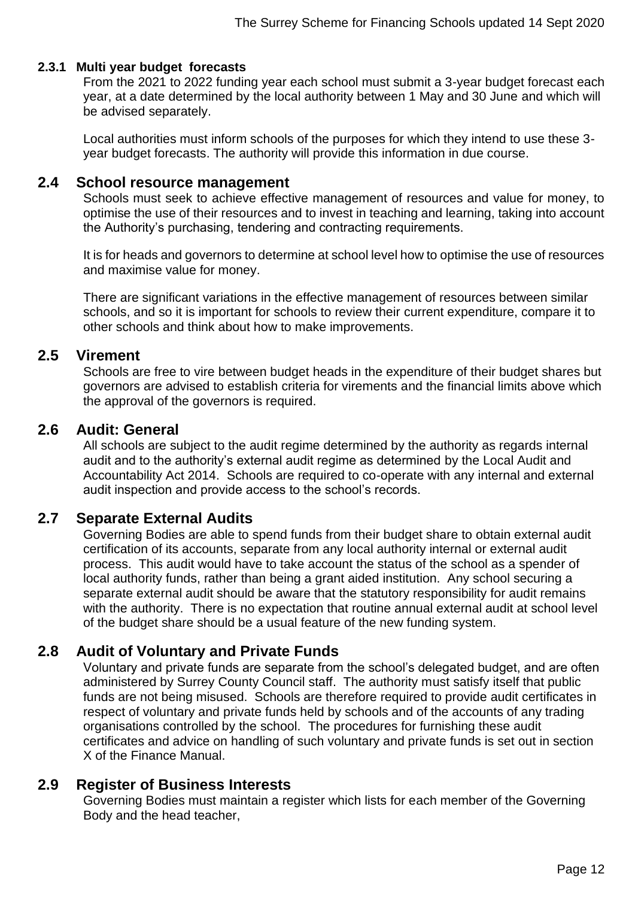#### 2.3.1 Multi year budget forecasts

From the 2021 to 2022 funding year each school must submit a 3-year budget forecast each year, at a date determined by the local authority between 1 May and 30 June and which will be advised separately.

Local authorities must inform schools of the purposes for which they intend to use these 3-year budget forecasts. The authority will provide this information in due course.

## 2.4 School resource management

Schools must seek to achieve effective management of resources and value for money, to optimise the use of their resources and to invest in teaching and learning, taking into account the Authority's purchasing, tendering and contracting requirements.

It is for heads and governors to determine at school level how to optimise the use of resources and maximise value for money.

There are significant variations in the effective management of resources between similar schools, and so it is important for schools to review their current expenditure, compare it to other schools and think about how to make improvements.

## 2.5 Virement

Schools are free to vire between budget heads in the expenditure of their budget shares but governors are advised to establish criteria for virements and the financial limits above which the approval of the governors is required.

## 2.6 Audit: General

All schools are subject to the audit regime determined by the authority as regards internal audit and to the authority's external audit regime as determined by the Local Audit and Accountability Act 2014. Schools are required to co-operate with any internal and external audit inspection and provide access to the school's records.

## 2.7 Separate External Audits

Governing Bodies are able to spend funds from their budget share to obtain external audit certification of its accounts, separate from any local authority internal or external audit process. This audit would have to take account the status of the school as a spender of local authority funds, rather than being a grant aided institution. Any school securing a separate external audit should be aware that the statutory responsibility for audit remains with the authority. There is no expectation that routine annual external audit at school level of the budget share should be a usual feature of the new funding system.

## 2.8 Audit of Voluntary and Private Funds

Voluntary and private funds are separate from the school's delegated budget, and are often administered by Surrey County Council staff. The authority must satisfy itself that public funds are not being misused. Schools are therefore required to provide audit certificates in respect of voluntary and private funds held by schools and of the accounts of any trading organisations controlled by the school. The procedures for furnishing these audit certificates and advice on handling of such voluntary and private funds is set out in section X of the Finance Manual.

## 2.9 Register of Business Interests

Governing Bodies must maintain a register which lists for each member of the Governing Body and the head teacher,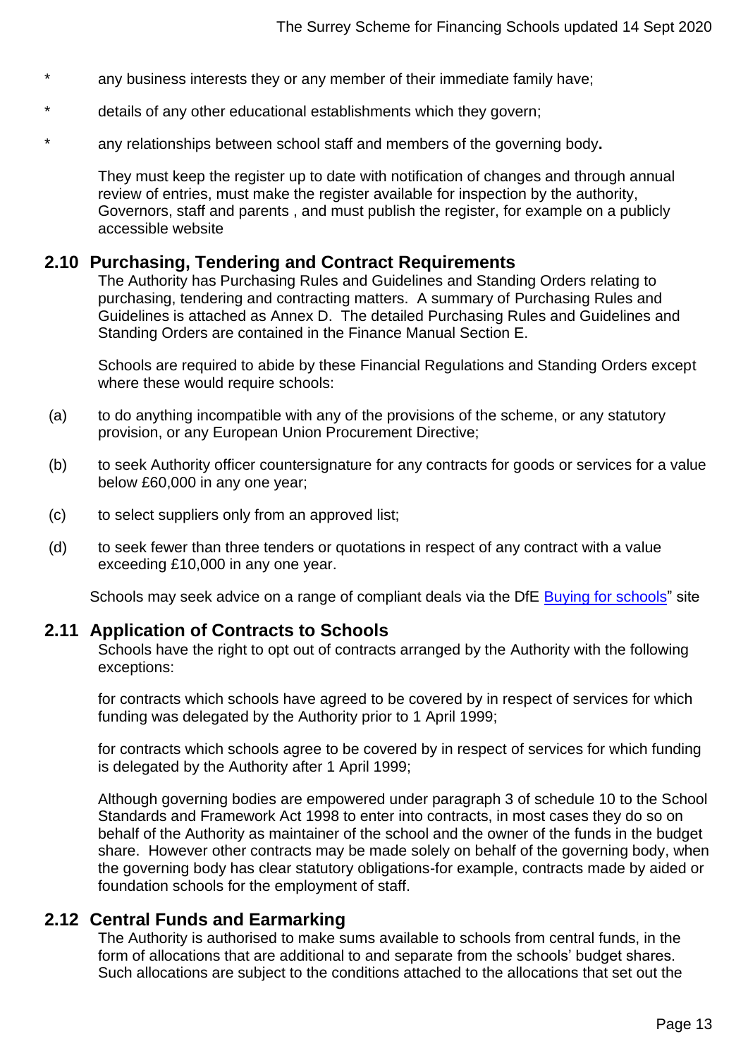\* any business interests they or any member of their immediate family have;

\* details of any other educational establishments which they govern;

\* any relationships between school staff and members of the governing body**.**

They must keep the register up to date with notification of changes and through annual review of entries, must make the register available for inspection by the authority, Governors, staff and parents , and must publish the register, for example on a publicly accessible website

## 2.10 Purchasing, Tendering and Contract Requirements

The Authority has Purchasing Rules and Guidelines and Standing Orders relating to purchasing, tendering and contracting matters. A summary of Purchasing Rules and Guidelines is attached as Annex D. The detailed Purchasing Rules and Guidelines and Standing Orders are contained in the Finance Manual Section E.

Schools are required to abide by these Financial Regulations and Standing Orders except where these would require schools:

(a) to do anything incompatible with any of the provisions of the scheme, or any statutory provision, or any European Union Procurement Directive;

(b) to seek Authority officer countersignature for any contracts for goods or services for a value below £60,000 in any one year;

(c) to select suppliers only from an approved list;

(d) to seek fewer than three tenders or quotations in respect of any contract with a value exceeding £10,000 in any one year.

Schools may seek advice on a range of compliant deals via the DfE Buying for schools" site

## 2.11 Application of Contracts to Schools

Schools have the right to opt out of contracts arranged by the Authority with the following exceptions:

for contracts which schools have agreed to be covered by in respect of services for which funding was delegated by the Authority prior to 1 April 1999;

for contracts which schools agree to be covered by in respect of services for which funding is delegated by the Authority after 1 April 1999;

Although governing bodies are empowered under paragraph 3 of schedule 10 to the School Standards and Framework Act 1998 to enter into contracts, in most cases they do so on behalf of the Authority as maintainer of the school and the owner of the funds in the budget share. However other contracts may be made solely on behalf of the governing body, when the governing body has clear statutory obligations-for example, contracts made by aided or foundation schools for the employment of staff.

## 2.12 Central Funds and Earmarking

The Authority is authorised to make sums available to schools from central funds, in the form of allocations that are additional to and separate from the schools' budget shares. Such allocations are subject to the conditions attached to the allocations that set out the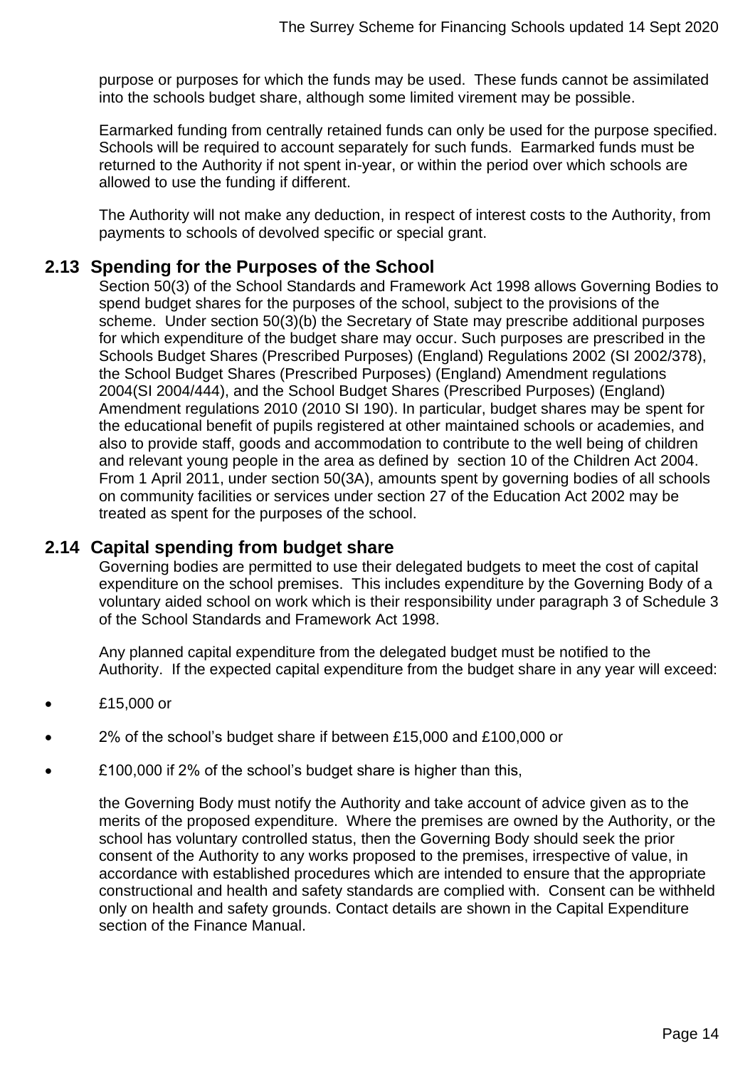purpose or purposes for which the funds may be used. These funds cannot be assimilated into the schools budget share, although some limited virement may be possible.

Earmarked funding from centrally retained funds can only be used for the purpose specified. Schools will be required to account separately for such funds. Earmarked funds must be returned to the Authority if not spent in-year, or within the period over which schools are allowed to use the funding if different.

The Authority will not make any deduction, in respect of interest costs to the Authority, from payments to schools of devolved specific or special grant.

## 2.13 Spending for the Purposes of the School

Section 50(3) of the School Standards and Framework Act 1998 allows Governing Bodies to spend budget shares for the purposes of the school, subject to the provisions of the scheme. Under section 50(3)(b) the Secretary of State may prescribe additional purposes for which expenditure of the budget share may occur. Such purposes are prescribed in the Schools Budget Shares (Prescribed Purposes) (England) Regulations 2002 (SI 2002/378), the School Budget Shares (Prescribed Purposes) (England) Amendment regulations 2004(SI 2004/444), and the School Budget Shares (Prescribed Purposes) (England) Amendment regulations 2010 (2010 SI 190). In particular, budget shares may be spent for the educational benefit of pupils registered at other maintained schools or academies, and also to provide staff, goods and accommodation to contribute to the well being of children and relevant young people in the area as defined by section 10 of the Children Act 2004. From 1 April 2011, under section 50(3A), amounts spent by governing bodies of all schools on community facilities or services under section 27 of the Education Act 2002 may be treated as spent for the purposes of the school.

## 2.14 Capital spending from budget share

Governing bodies are permitted to use their delegated budgets to meet the cost of capital expenditure on the school premises. This includes expenditure by the Governing Body of a voluntary aided school on work which is their responsibility under paragraph 3 of Schedule 3 of the School Standards and Framework Act 1998.

Any planned capital expenditure from the delegated budget must be notified to the Authority. If the expected capital expenditure from the budget share in any year will exceed:

- £15,000 or
- 2% of the school's budget share if between £15,000 and £100,000 or
- £100,000 if 2% of the school's budget share is higher than this,

the Governing Body must notify the Authority and take account of advice given as to the merits of the proposed expenditure. Where the premises are owned by the Authority, or the school has voluntary controlled status, then the Governing Body should seek the prior consent of the Authority to any works proposed to the premises, irrespective of value, in accordance with established procedures which are intended to ensure that the appropriate constructional and health and safety standards are complied with. Consent can be withheld only on health and safety grounds. Contact details are shown in the Capital Expenditure section of the Finance Manual.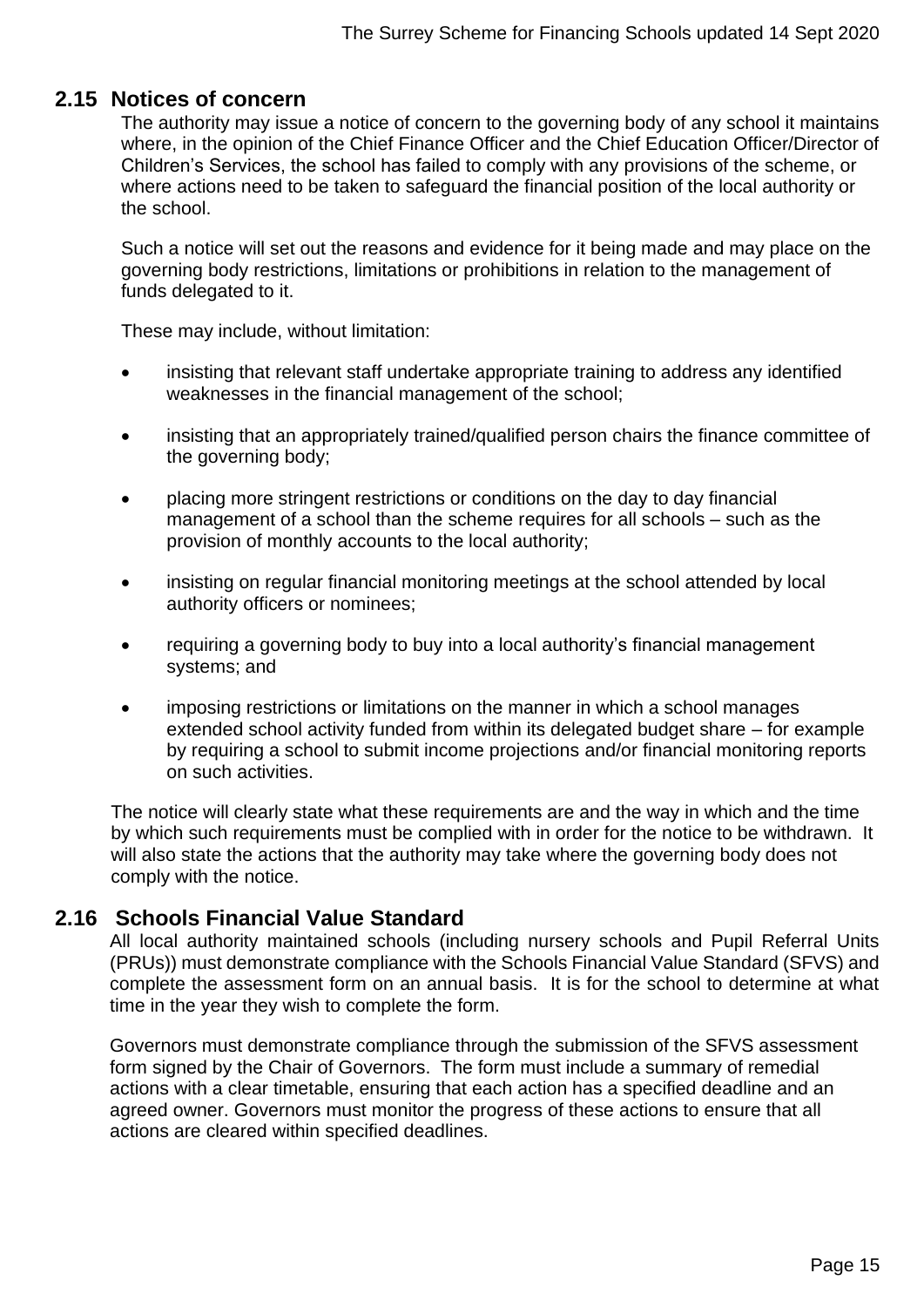## 2.15 Notices of concern

The authority may issue a notice of concern to the governing body of any school it maintains where, in the opinion of the Chief Finance Officer and the Chief Education Officer/Director of Children's Services, the school has failed to comply with any provisions of the scheme, or where actions need to be taken to safeguard the financial position of the local authority or the school.

Such a notice will set out the reasons and evidence for it being made and may place on the governing body restrictions, limitations or prohibitions in relation to the management of funds delegated to it.

These may include, without limitation:

- insisting that relevant staff undertake appropriate training to address any identified weaknesses in the financial management of the school;
- insisting that an appropriately trained/qualified person chairs the finance committee of the governing body;
- placing more stringent restrictions or conditions on the day to day financial management of a school than the scheme requires for all schools – such as the provision of monthly accounts to the local authority;
- insisting on regular financial monitoring meetings at the school attended by local authority officers or nominees;
- requiring a governing body to buy into a local authority's financial management systems; and
- imposing restrictions or limitations on the manner in which a school manages extended school activity funded from within its delegated budget share – for example by requiring a school to submit income projections and/or financial monitoring reports on such activities.

The notice will clearly state what these requirements are and the way in which and the time by which such requirements must be complied with in order for the notice to be withdrawn. It will also state the actions that the authority may take where the governing body does not comply with the notice.

## 2.16 Schools Financial Value Standard

All local authority maintained schools (including nursery schools and Pupil Referral Units (PRUs)) must demonstrate compliance with the Schools Financial Value Standard (SFVS) and complete the assessment form on an annual basis. It is for the school to determine at what time in the year they wish to complete the form.

Governors must demonstrate compliance through the submission of the SFVS assessment form signed by the Chair of Governors. The form must include a summary of remedial actions with a clear timetable, ensuring that each action has a specified deadline and an agreed owner. Governors must monitor the progress of these actions to ensure that all actions are cleared within specified deadlines.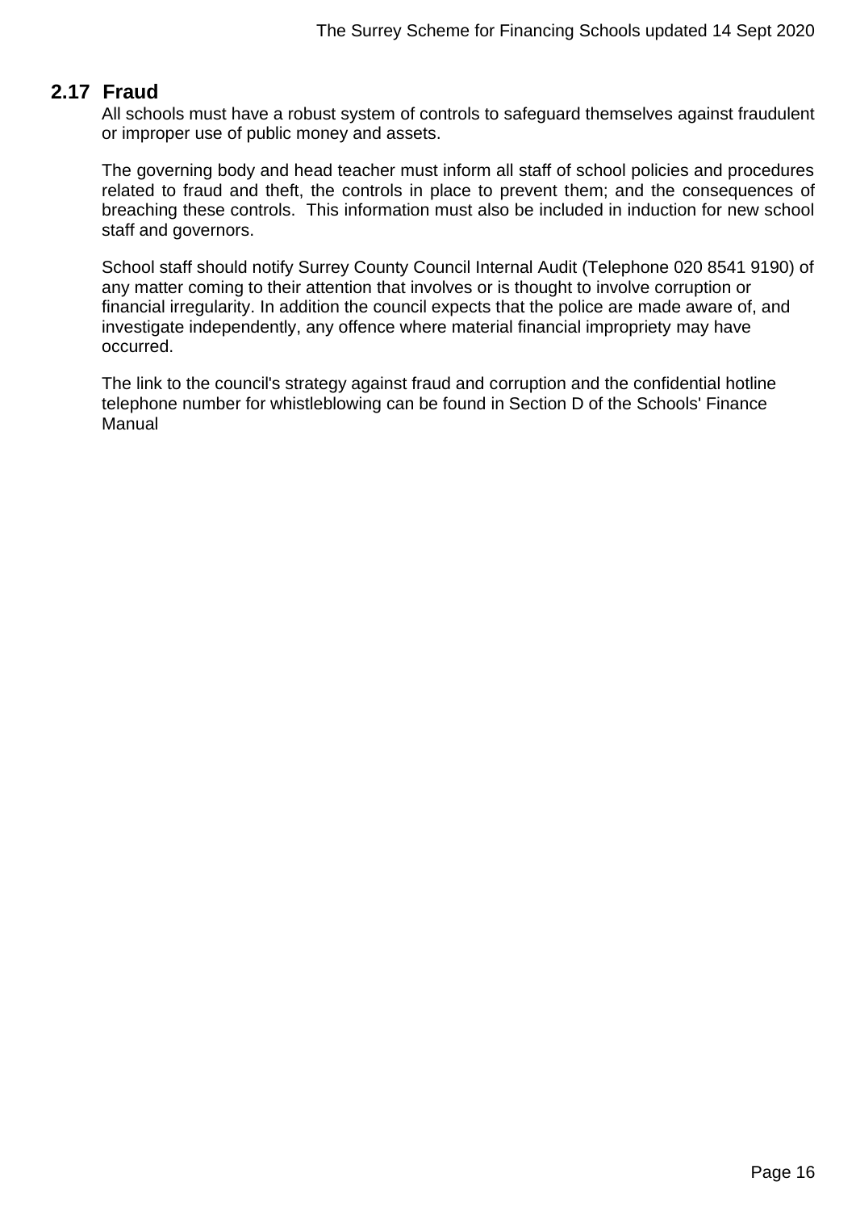## 2.17 Fraud

All schools must have a robust system of controls to safeguard themselves against fraudulent or improper use of public money and assets.

The governing body and head teacher must inform all staff of school policies and procedures related to fraud and theft, the controls in place to prevent them; and the consequences of breaching these controls. This information must also be included in induction for new school staff and governors.

School staff should notify Surrey County Council Internal Audit (Telephone 020 8541 9190) of any matter coming to their attention that involves or is thought to involve corruption or financial irregularity. In addition the council expects that the police are made aware of, and investigate independently, any offence where material financial impropriety may have occurred.

The link to the council's strategy against fraud and corruption and the confidential hotline telephone number for whistleblowing can be found in Section D of the Schools' Finance Manual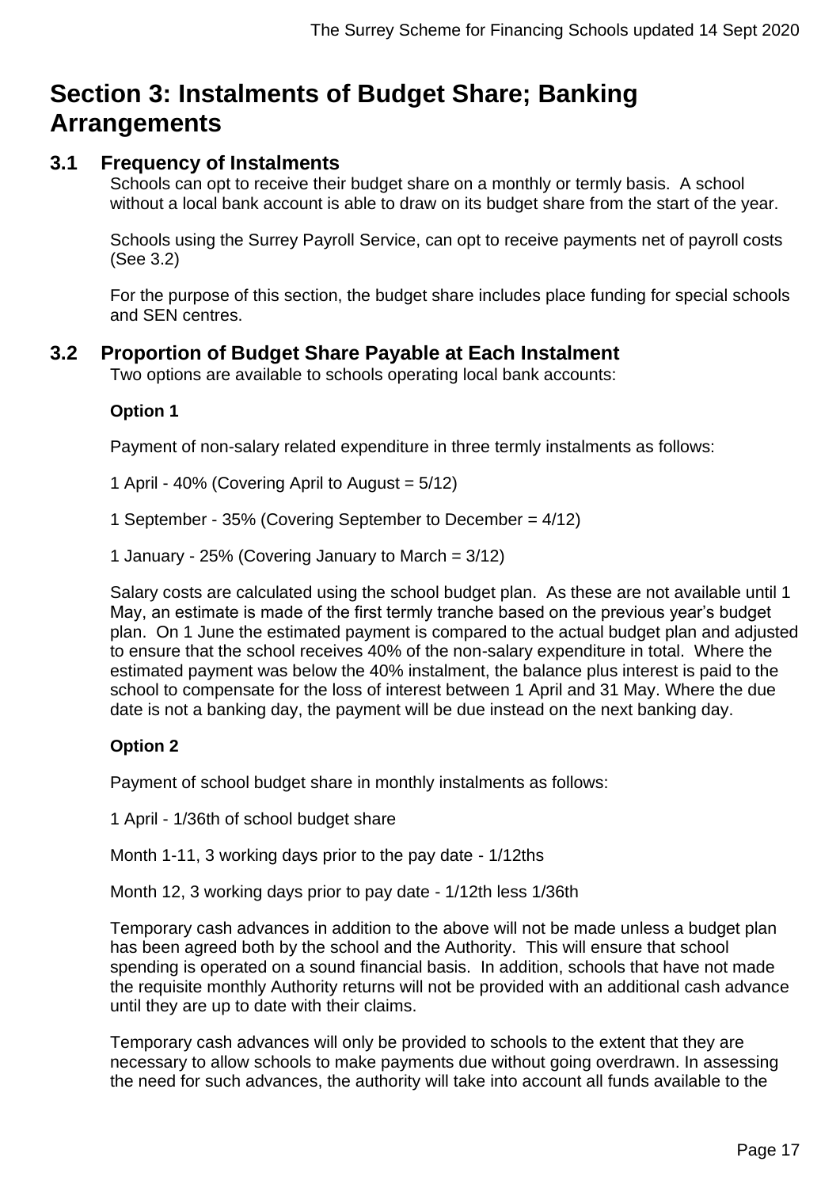# Section 3: Instalments of Budget Share; Banking Arrangements

## 3.1 Frequency of Instalments

Schools can opt to receive their budget share on a monthly or termly basis. A school without a local bank account is able to draw on its budget share from the start of the year.

Schools using the Surrey Payroll Service, can opt to receive payments net of payroll costs (See 3.2)

For the purpose of this section, the budget share includes place funding for special schools and SEN centres.

## 3.2 Proportion of Budget Share Payable at Each Instalment

Two options are available to schools operating local bank accounts:

**Option 1**

Payment of non-salary related expenditure in three termly instalments as follows:

1 April - 40% (Covering April to August = 5/12)

1 September - 35% (Covering September to December = 4/12)

1 January - 25% (Covering January to March = 3/12)

Salary costs are calculated using the school budget plan. As these are not available until 1 May, an estimate is made of the first termly tranche based on the previous year's budget plan. On 1 June the estimated payment is compared to the actual budget plan and adjusted to ensure that the school receives 40% of the non-salary expenditure in total. Where the estimated payment was below the 40% instalment, the balance plus interest is paid to the school to compensate for the loss of interest between 1 April and 31 May. Where the due date is not a banking day, the payment will be due instead on the next banking day.

**Option 2**

Payment of school budget share in monthly instalments as follows:

1 April - 1/36th of school budget share

Month 1-11, 3 working days prior to the pay date - 1/12ths

Month 12, 3 working days prior to pay date - 1/12th less 1/36th

Temporary cash advances in addition to the above will not be made unless a budget plan has been agreed both by the school and the Authority. This will ensure that school spending is operated on a sound financial basis. In addition, schools that have not made the requisite monthly Authority returns will not be provided with an additional cash advance until they are up to date with their claims.

Temporary cash advances will only be provided to schools to the extent that they are necessary to allow schools to make payments due without going overdrawn. In assessing the need for such advances, the authority will take into account all funds available to the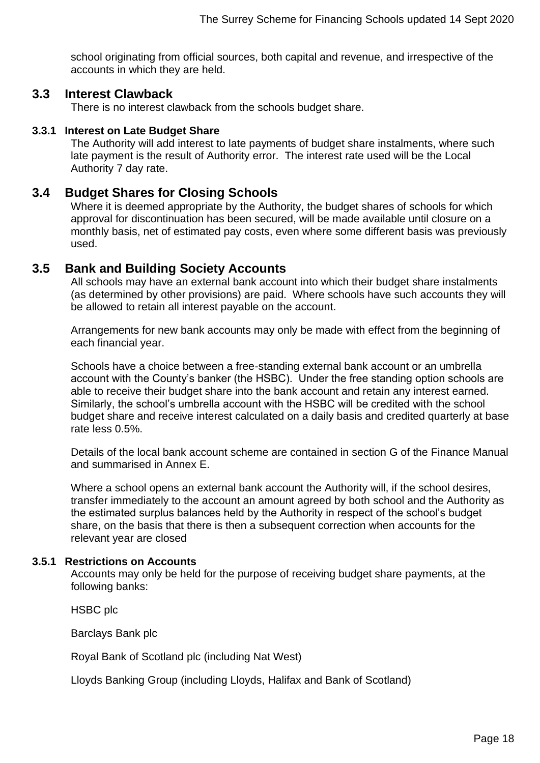school originating from official sources, both capital and revenue, and irrespective of the accounts in which they are held.

## 3.3 Interest Clawback

There is no interest clawback from the schools budget share.

### 3.3.1 Interest on Late Budget Share

The Authority will add interest to late payments of budget share instalments, where such late payment is the result of Authority error. The interest rate used will be the Local Authority 7 day rate.

## 3.4 Budget Shares for Closing Schools

Where it is deemed appropriate by the Authority, the budget shares of schools for which approval for discontinuation has been secured, will be made available until closure on a monthly basis, net of estimated pay costs, even where some different basis was previously used.

## 3.5 Bank and Building Society Accounts

All schools may have an external bank account into which their budget share instalments (as determined by other provisions) are paid. Where schools have such accounts they will be allowed to retain all interest payable on the account.

Arrangements for new bank accounts may only be made with effect from the beginning of each financial year.

Schools have a choice between a free-standing external bank account or an umbrella account with the County's banker (the HSBC). Under the free standing option schools are able to receive their budget share into the bank account and retain any interest earned. Similarly, the school's umbrella account with the HSBC will be credited with the school budget share and receive interest calculated on a daily basis and credited quarterly at base rate less 0.5%.

Details of the local bank account scheme are contained in section G of the Finance Manual and summarised in Annex E.

Where a school opens an external bank account the Authority will, if the school desires, transfer immediately to the account an amount agreed by both school and the Authority as the estimated surplus balances held by the Authority in respect of the school's budget share, on the basis that there is then a subsequent correction when accounts for the relevant year are closed

### 3.5.1 Restrictions on Accounts

Accounts may only be held for the purpose of receiving budget share payments, at the following banks:

HSBC plc

Barclays Bank plc

Royal Bank of Scotland plc (including Nat West)

Lloyds Banking Group (including Lloyds, Halifax and Bank of Scotland)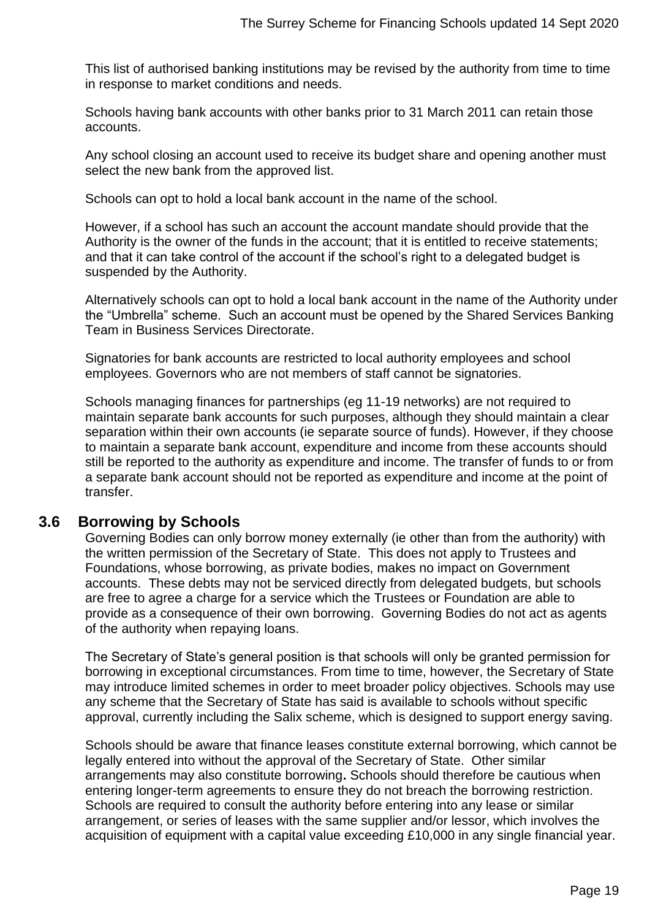This list of authorised banking institutions may be revised by the authority from time to time in response to market conditions and needs.

Schools having bank accounts with other banks prior to 31 March 2011 can retain those accounts.

Any school closing an account used to receive its budget share and opening another must select the new bank from the approved list.

Schools can opt to hold a local bank account in the name of the school.

However, if a school has such an account the account mandate should provide that the Authority is the owner of the funds in the account; that it is entitled to receive statements; and that it can take control of the account if the school's right to a delegated budget is suspended by the Authority.

Alternatively schools can opt to hold a local bank account in the name of the Authority under the "Umbrella" scheme. Such an account must be opened by the Shared Services Banking Team in Business Services Directorate.

Signatories for bank accounts are restricted to local authority employees and school employees. Governors who are not members of staff cannot be signatories.

Schools managing finances for partnerships (eg 11-19 networks) are not required to maintain separate bank accounts for such purposes, although they should maintain a clear separation within their own accounts (ie separate source of funds). However, if they choose to maintain a separate bank account, expenditure and income from these accounts should still be reported to the authority as expenditure and income. The transfer of funds to or from a separate bank account should not be reported as expenditure and income at the point of transfer.

## 3.6 Borrowing by Schools

Governing Bodies can only borrow money externally (ie other than from the authority) with the written permission of the Secretary of State. This does not apply to Trustees and Foundations, whose borrowing, as private bodies, makes no impact on Government accounts. These debts may not be serviced directly from delegated budgets, but schools are free to agree a charge for a service which the Trustees or Foundation are able to provide as a consequence of their own borrowing. Governing Bodies do not act as agents of the authority when repaying loans.

The Secretary of State's general position is that schools will only be granted permission for borrowing in exceptional circumstances. From time to time, however, the Secretary of State may introduce limited schemes in order to meet broader policy objectives. Schools may use any scheme that the Secretary of State has said is available to schools without specific approval, currently including the Salix scheme, which is designed to support energy saving.

Schools should be aware that finance leases constitute external borrowing, which cannot be legally entered into without the approval of the Secretary of State. Other similar arrangements may also constitute borrowing**.** Schools should therefore be cautious when entering longer-term agreements to ensure they do not breach the borrowing restriction. Schools are required to consult the authority before entering into any lease or similar arrangement, or series of leases with the same supplier and/or lessor, which involves the acquisition of equipment with a capital value exceeding £10,000 in any single financial year.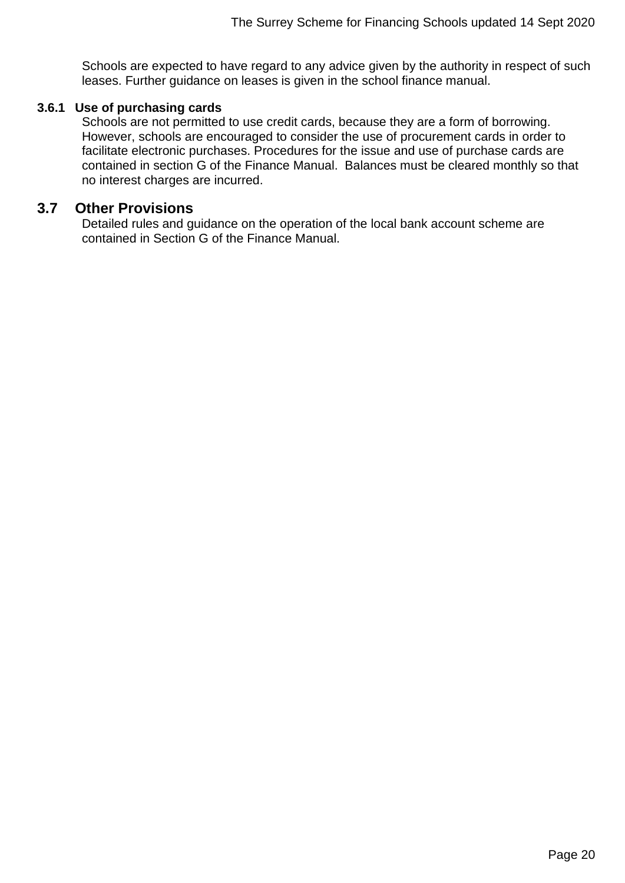Schools are expected to have regard to any advice given by the authority in respect of such leases. Further guidance on leases is given in the school finance manual.

### 3.6.1 Use of purchasing cards

Schools are not permitted to use credit cards, because they are a form of borrowing. However, schools are encouraged to consider the use of procurement cards in order to facilitate electronic purchases. Procedures for the issue and use of purchase cards are contained in section G of the Finance Manual. Balances must be cleared monthly so that no interest charges are incurred.

## 3.7 Other Provisions

Detailed rules and guidance on the operation of the local bank account scheme are contained in Section G of the Finance Manual.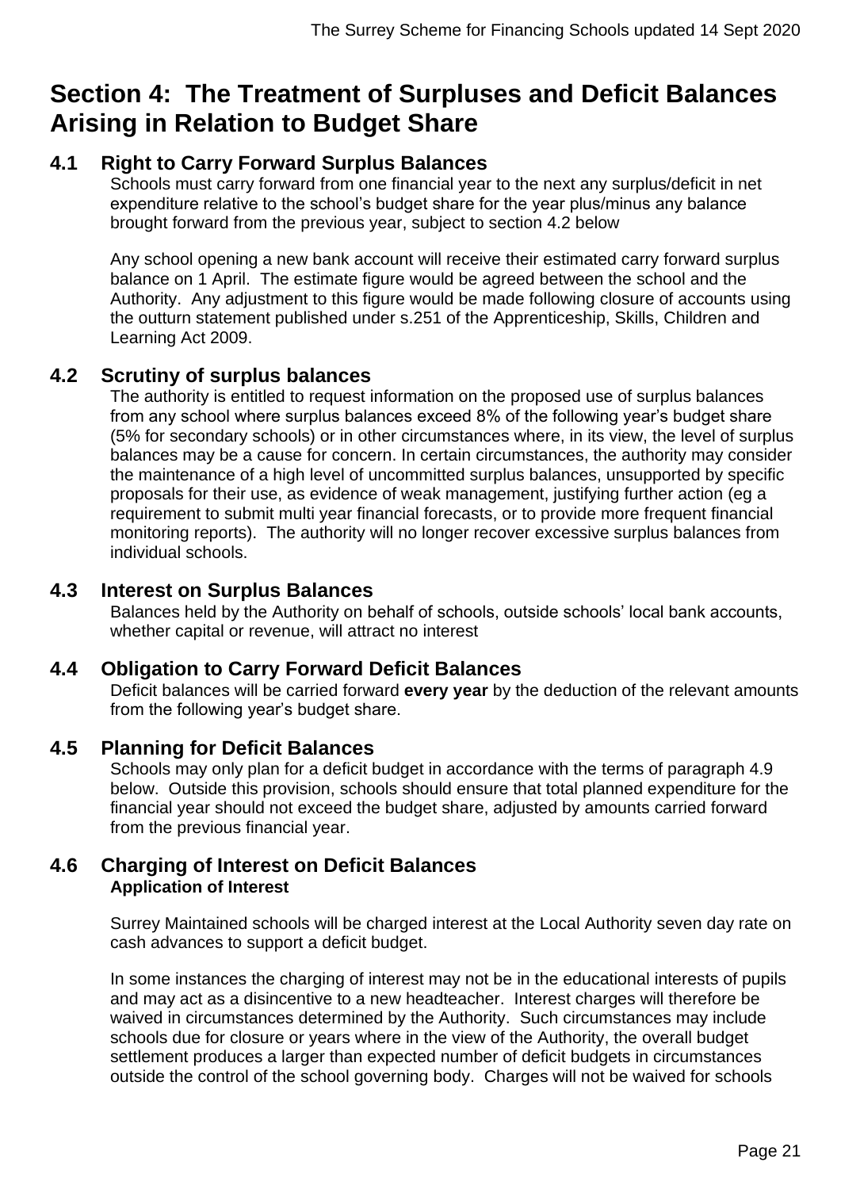# Section 4: The Treatment of Surpluses and Deficit Balances Arising in Relation to Budget Share

## 4.1 Right to Carry Forward Surplus Balances

Schools must carry forward from one financial year to the next any surplus/deficit in net expenditure relative to the school's budget share for the year plus/minus any balance brought forward from the previous year, subject to section 4.2 below

Any school opening a new bank account will receive their estimated carry forward surplus balance on 1 April. The estimate figure would be agreed between the school and the Authority. Any adjustment to this figure would be made following closure of accounts using the outturn statement published under s.251 of the Apprenticeship, Skills, Children and Learning Act 2009.

## 4.2 Scrutiny of surplus balances

The authority is entitled to request information on the proposed use of surplus balances from any school where surplus balances exceed 8% of the following year's budget share (5% for secondary schools) or in other circumstances where, in its view, the level of surplus balances may be a cause for concern. In certain circumstances, the authority may consider the maintenance of a high level of uncommitted surplus balances, unsupported by specific proposals for their use, as evidence of weak management, justifying further action (eg a requirement to submit multi year financial forecasts, or to provide more frequent financial monitoring reports). The authority will no longer recover excessive surplus balances from individual schools.

## 4.3 Interest on Surplus Balances

Balances held by the Authority on behalf of schools, outside schools' local bank accounts, whether capital or revenue, will attract no interest

## 4.4 Obligation to Carry Forward Deficit Balances

Deficit balances will be carried forward **every year** by the deduction of the relevant amounts from the following year's budget share.

## 4.5 Planning for Deficit Balances

Schools may only plan for a deficit budget in accordance with the terms of paragraph 4.9 below. Outside this provision, schools should ensure that total planned expenditure for the financial year should not exceed the budget share, adjusted by amounts carried forward from the previous financial year.

## 4.6 Charging of Interest on Deficit Balances

**Application of Interest**

Surrey Maintained schools will be charged interest at the Local Authority seven day rate on cash advances to support a deficit budget.

In some instances the charging of interest may not be in the educational interests of pupils and may act as a disincentive to a new headteacher. Interest charges will therefore be waived in circumstances determined by the Authority. Such circumstances may include schools due for closure or years where in the view of the Authority, the overall budget settlement produces a larger than expected number of deficit budgets in circumstances outside the control of the school governing body. Charges will not be waived for schools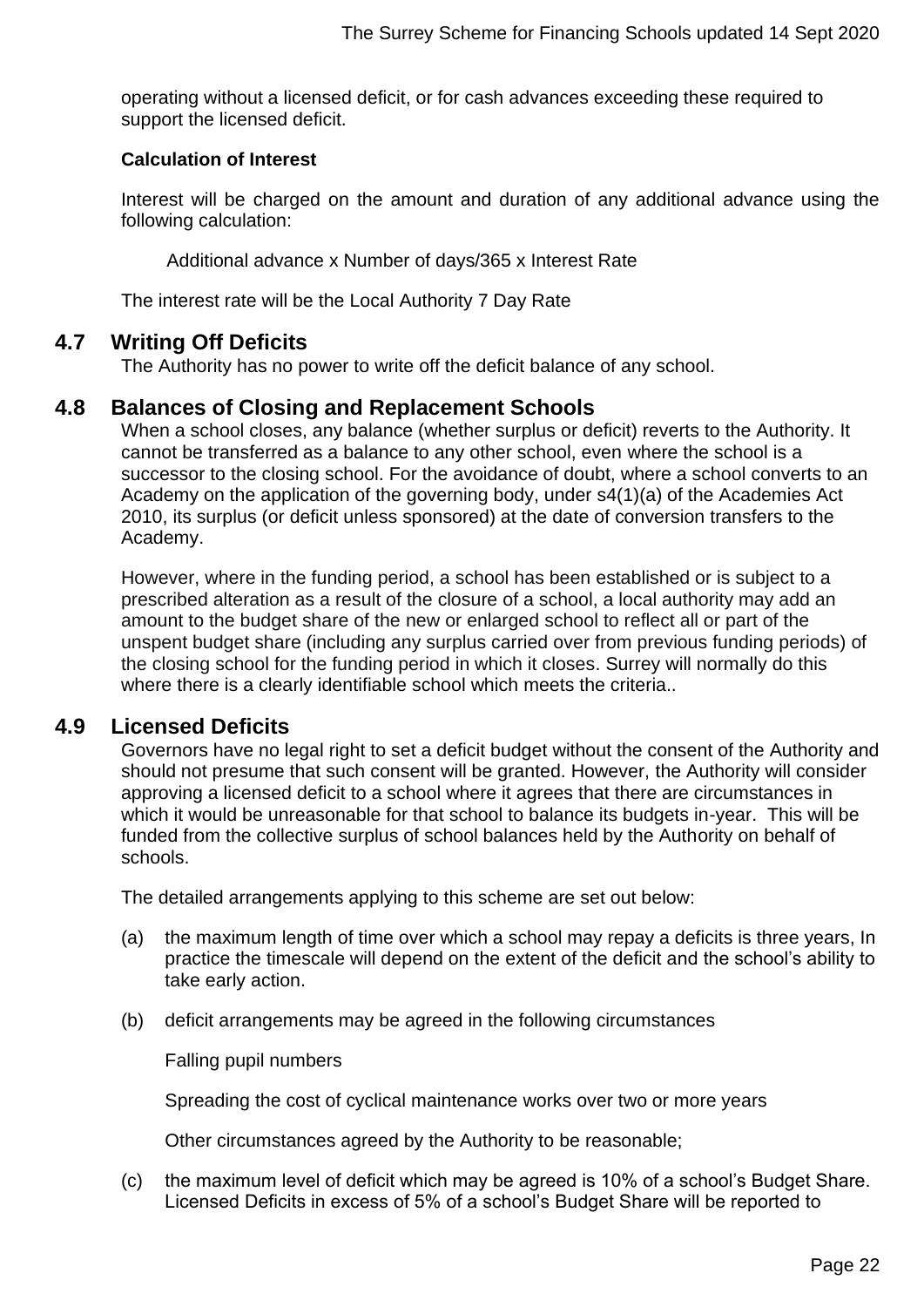operating without a licensed deficit, or for cash advances exceeding these required to support the licensed deficit.

**Calculation of Interest**

Interest will be charged on the amount and duration of any additional advance using the following calculation:

Additional advance x Number of days/365 x Interest Rate

The interest rate will be the Local Authority 7 Day Rate

## 4.7 Writing Off Deficits

The Authority has no power to write off the deficit balance of any school.

## 4.8 Balances of Closing and Replacement Schools

When a school closes, any balance (whether surplus or deficit) reverts to the Authority. It cannot be transferred as a balance to any other school, even where the school is a successor to the closing school. For the avoidance of doubt, where a school converts to an Academy on the application of the governing body, under s4(1)(a) of the Academies Act 2010, its surplus (or deficit unless sponsored) at the date of conversion transfers to the Academy.

However, where in the funding period, a school has been established or is subject to a prescribed alteration as a result of the closure of a school, a local authority may add an amount to the budget share of the new or enlarged school to reflect all or part of the unspent budget share (including any surplus carried over from previous funding periods) of the closing school for the funding period in which it closes. Surrey will normally do this where there is a clearly identifiable school which meets the criteria..

## 4.9 Licensed Deficits

Governors have no legal right to set a deficit budget without the consent of the Authority and should not presume that such consent will be granted. However, the Authority will consider approving a licensed deficit to a school where it agrees that there are circumstances in which it would be unreasonable for that school to balance its budgets in-year. This will be funded from the collective surplus of school balances held by the Authority on behalf of schools.

The detailed arrangements applying to this scheme are set out below:

(a) the maximum length of time over which a school may repay a deficits is three years, In practice the timescale will depend on the extent of the deficit and the school's ability to take early action.

(b) deficit arrangements may be agreed in the following circumstances

Falling pupil numbers

Spreading the cost of cyclical maintenance works over two or more years

Other circumstances agreed by the Authority to be reasonable;

(c) the maximum level of deficit which may be agreed is 10% of a school's Budget Share. Licensed Deficits in excess of 5% of a school's Budget Share will be reported to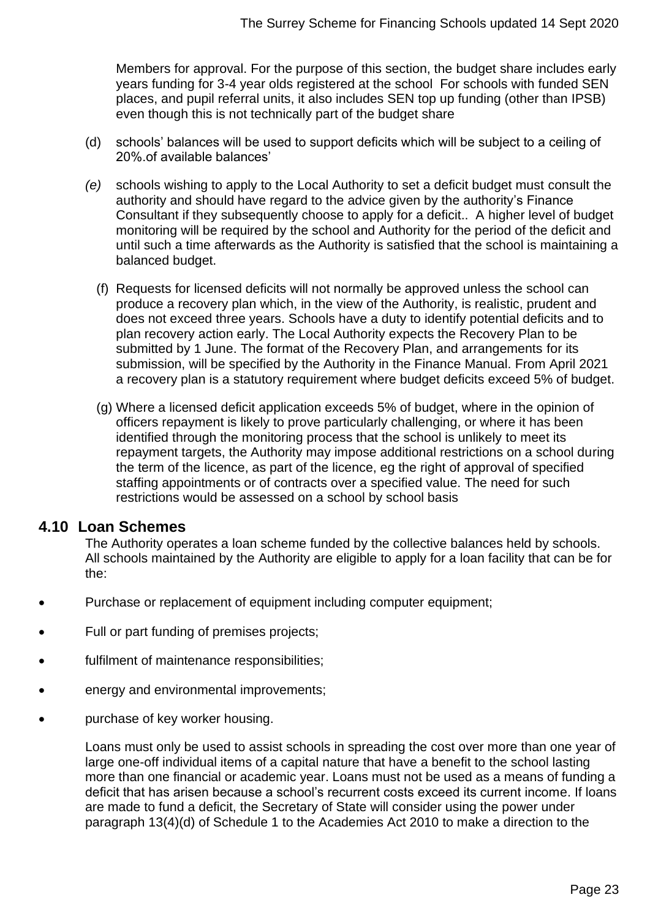Members for approval. For the purpose of this section, the budget share includes early years funding for 3-4 year olds registered at the school For schools with funded SEN places, and pupil referral units, it also includes SEN top up funding (other than IPSB) even though this is not technically part of the budget share

(d) schools' balances will be used to support deficits which will be subject to a ceiling of 20%.of available balances'

*(e)* schools wishing to apply to the Local Authority to set a deficit budget must consult the authority and should have regard to the advice given by the authority's Finance Consultant if they subsequently choose to apply for a deficit.. A higher level of budget monitoring will be required by the school and Authority for the period of the deficit and until such a time afterwards as the Authority is satisfied that the school is maintaining a balanced budget.

(f) Requests for licensed deficits will not normally be approved unless the school can produce a recovery plan which, in the view of the Authority, is realistic, prudent and does not exceed three years. Schools have a duty to identify potential deficits and to plan recovery action early. The Local Authority expects the Recovery Plan to be submitted by 1 June. The format of the Recovery Plan, and arrangements for its submission, will be specified by the Authority in the Finance Manual. From April 2021 a recovery plan is a statutory requirement where budget deficits exceed 5% of budget.

(g) Where a licensed deficit application exceeds 5% of budget, where in the opinion of officers repayment is likely to prove particularly challenging, or where it has been identified through the monitoring process that the school is unlikely to meet its repayment targets, the Authority may impose additional restrictions on a school during the term of the licence, as part of the licence, eg the right of approval of specified staffing appointments or of contracts over a specified value. The need for such restrictions would be assessed on a school by school basis

## 4.10 Loan Schemes

The Authority operates a loan scheme funded by the collective balances held by schools. All schools maintained by the Authority are eligible to apply for a loan facility that can be for the:

- Purchase or replacement of equipment including computer equipment;
- Full or part funding of premises projects;
- fulfilment of maintenance responsibilities;
- energy and environmental improvements;
- purchase of key worker housing.

Loans must only be used to assist schools in spreading the cost over more than one year of large one-off individual items of a capital nature that have a benefit to the school lasting more than one financial or academic year. Loans must not be used as a means of funding a deficit that has arisen because a school's recurrent costs exceed its current income. If loans are made to fund a deficit, the Secretary of State will consider using the power under paragraph 13(4)(d) of Schedule 1 to the Academies Act 2010 to make a direction to the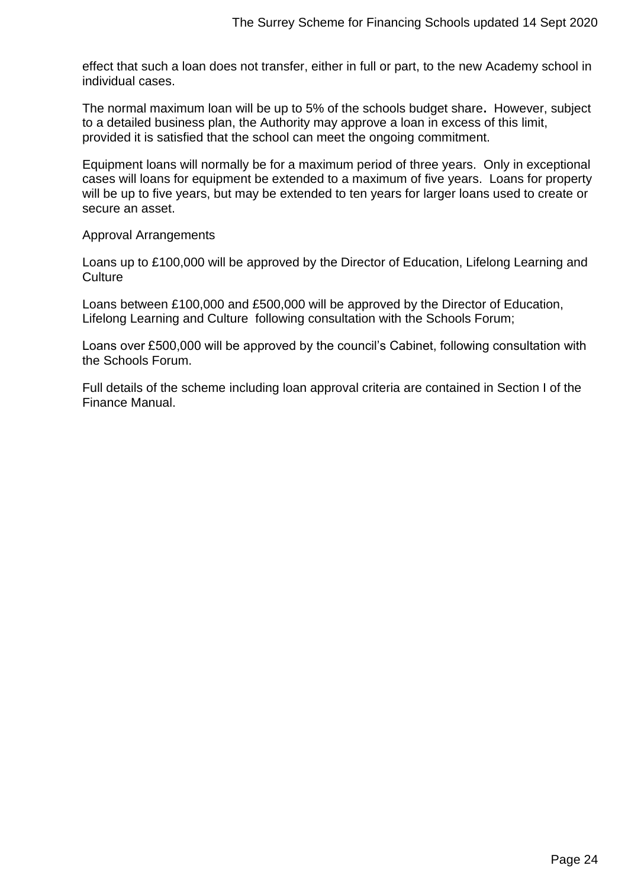effect that such a loan does not transfer, either in full or part, to the new Academy school in individual cases.

The normal maximum loan will be up to 5% of the schools budget share**.** However, subject to a detailed business plan, the Authority may approve a loan in excess of this limit, provided it is satisfied that the school can meet the ongoing commitment.

Equipment loans will normally be for a maximum period of three years. Only in exceptional cases will loans for equipment be extended to a maximum of five years. Loans for property will be up to five years, but may be extended to ten years for larger loans used to create or secure an asset.

Approval Arrangements

Loans up to £100,000 will be approved by the Director of Education, Lifelong Learning and Culture

Loans between £100,000 and £500,000 will be approved by the Director of Education, Lifelong Learning and Culture following consultation with the Schools Forum;

Loans over £500,000 will be approved by the council's Cabinet, following consultation with the Schools Forum.

Full details of the scheme including loan approval criteria are contained in Section I of the Finance Manual.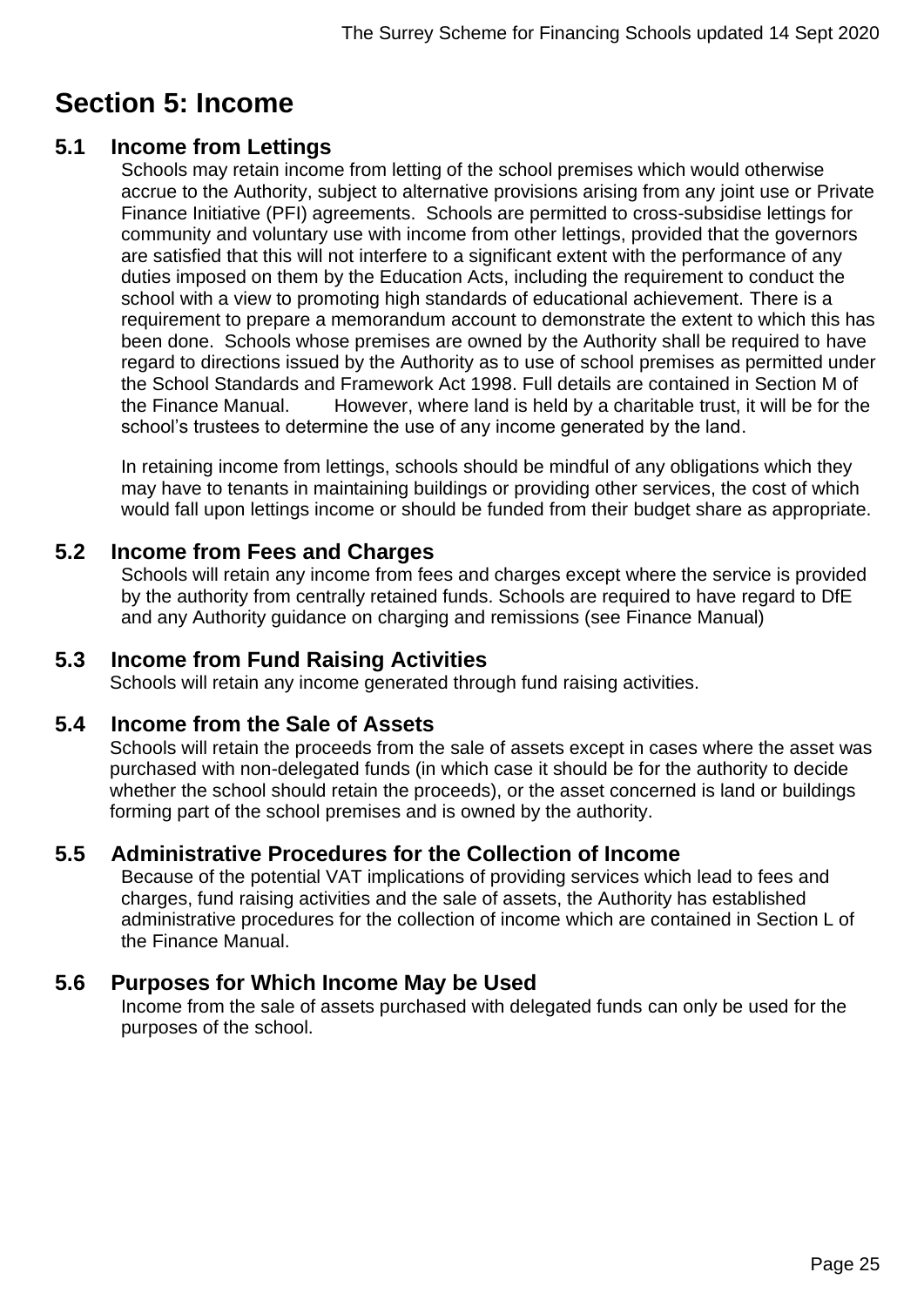# Section 5: Income

## 5.1 Income from Lettings

Schools may retain income from letting of the school premises which would otherwise accrue to the Authority, subject to alternative provisions arising from any joint use or Private Finance Initiative (PFI) agreements. Schools are permitted to cross-subsidise lettings for community and voluntary use with income from other lettings, provided that the governors are satisfied that this will not interfere to a significant extent with the performance of any duties imposed on them by the Education Acts, including the requirement to conduct the school with a view to promoting high standards of educational achievement. There is a requirement to prepare a memorandum account to demonstrate the extent to which this has been done. Schools whose premises are owned by the Authority shall be required to have regard to directions issued by the Authority as to use of school premises as permitted under the School Standards and Framework Act 1998. Full details are contained in Section M of the Finance Manual. However, where land is held by a charitable trust, it will be for the school's trustees to determine the use of any income generated by the land.

In retaining income from lettings, schools should be mindful of any obligations which they may have to tenants in maintaining buildings or providing other services, the cost of which would fall upon lettings income or should be funded from their budget share as appropriate.

## 5.2 Income from Fees and Charges

Schools will retain any income from fees and charges except where the service is provided by the authority from centrally retained funds. Schools are required to have regard to DfE and any Authority guidance on charging and remissions (see Finance Manual)

## 5.3 Income from Fund Raising Activities

Schools will retain any income generated through fund raising activities.

## 5.4 Income from the Sale of Assets

Schools will retain the proceeds from the sale of assets except in cases where the asset was purchased with non-delegated funds (in which case it should be for the authority to decide whether the school should retain the proceeds), or the asset concerned is land or buildings forming part of the school premises and is owned by the authority.

## 5.5 Administrative Procedures for the Collection of Income

Because of the potential VAT implications of providing services which lead to fees and charges, fund raising activities and the sale of assets, the Authority has established administrative procedures for the collection of income which are contained in Section L of the Finance Manual.

## 5.6 Purposes for Which Income May be Used

Income from the sale of assets purchased with delegated funds can only be used for the purposes of the school.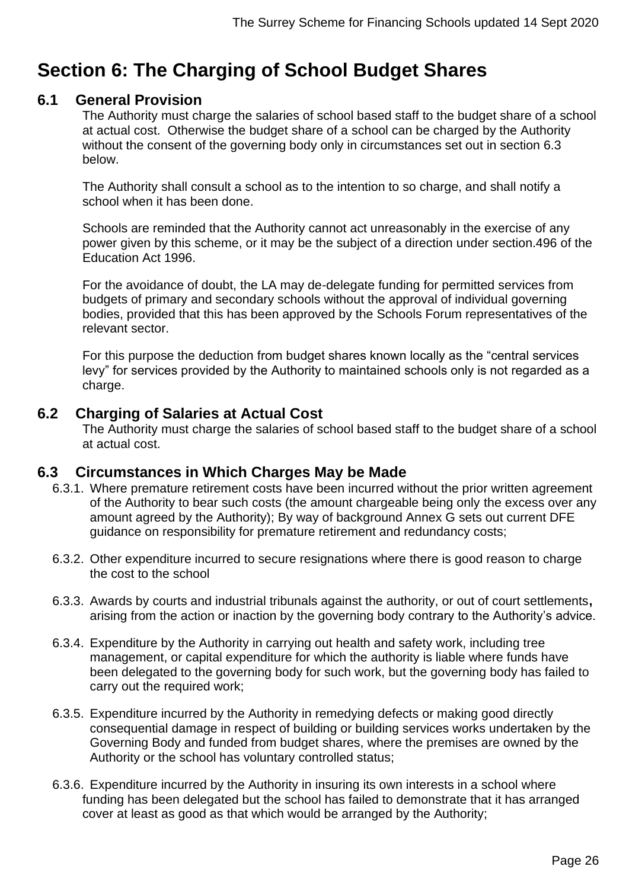# Section 6: The Charging of School Budget Shares

## 6.1 General Provision

The Authority must charge the salaries of school based staff to the budget share of a school at actual cost. Otherwise the budget share of a school can be charged by the Authority without the consent of the governing body only in circumstances set out in section 6.3 below.

The Authority shall consult a school as to the intention to so charge, and shall notify a school when it has been done.

Schools are reminded that the Authority cannot act unreasonably in the exercise of any power given by this scheme, or it may be the subject of a direction under section.496 of the Education Act 1996.

For the avoidance of doubt, the LA may de-delegate funding for permitted services from budgets of primary and secondary schools without the approval of individual governing bodies, provided that this has been approved by the Schools Forum representatives of the relevant sector.

For this purpose the deduction from budget shares known locally as the "central services levy" for services provided by the Authority to maintained schools only is not regarded as a charge.

## 6.2 Charging of Salaries at Actual Cost

The Authority must charge the salaries of school based staff to the budget share of a school at actual cost.

## 6.3 Circumstances in Which Charges May be Made

6.3.1. Where premature retirement costs have been incurred without the prior written agreement of the Authority to bear such costs (the amount chargeable being only the excess over any amount agreed by the Authority); By way of background Annex G sets out current DFE guidance on responsibility for premature retirement and redundancy costs;

6.3.2. Other expenditure incurred to secure resignations where there is good reason to charge the cost to the school

6.3.3. Awards by courts and industrial tribunals against the authority, or out of court settlements**,** arising from the action or inaction by the governing body contrary to the Authority's advice.

6.3.4. Expenditure by the Authority in carrying out health and safety work, including tree management, or capital expenditure for which the authority is liable where funds have been delegated to the governing body for such work, but the governing body has failed to carry out the required work;

6.3.5. Expenditure incurred by the Authority in remedying defects or making good directly consequential damage in respect of building or building services works undertaken by the Governing Body and funded from budget shares, where the premises are owned by the Authority or the school has voluntary controlled status;

6.3.6. Expenditure incurred by the Authority in insuring its own interests in a school where funding has been delegated but the school has failed to demonstrate that it has arranged cover at least as good as that which would be arranged by the Authority;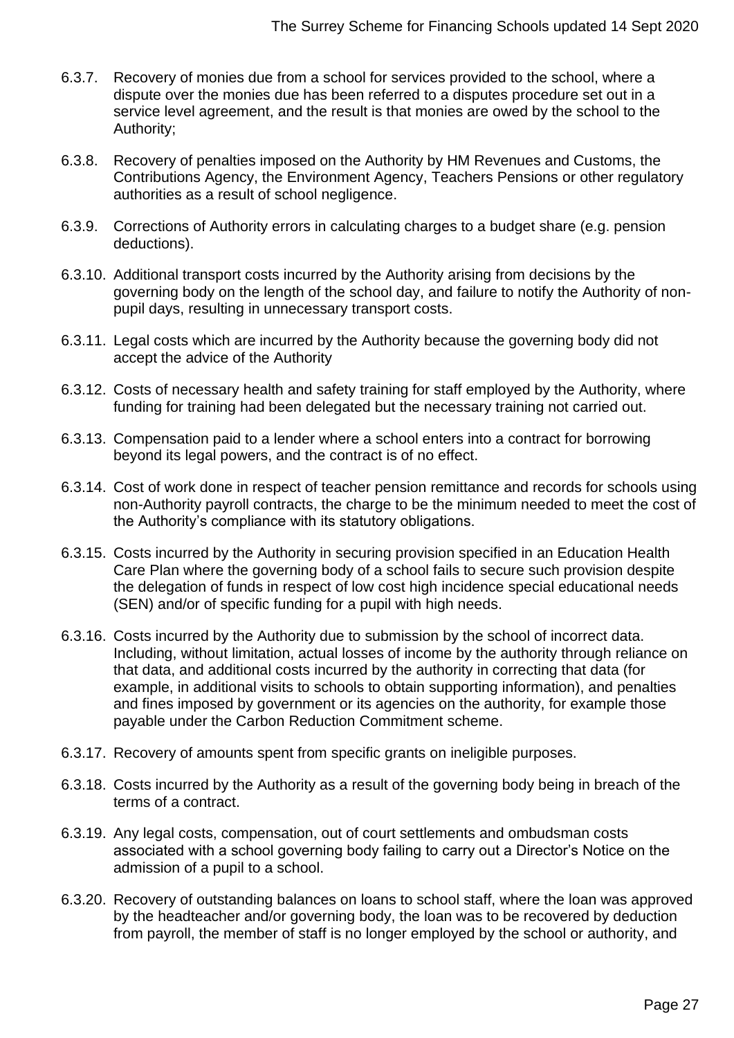6.3.7. Recovery of monies due from a school for services provided to the school, where a dispute over the monies due has been referred to a disputes procedure set out in a service level agreement, and the result is that monies are owed by the school to the Authority;

6.3.8. Recovery of penalties imposed on the Authority by HM Revenues and Customs, the Contributions Agency, the Environment Agency, Teachers Pensions or other regulatory authorities as a result of school negligence.

6.3.9. Corrections of Authority errors in calculating charges to a budget share (e.g. pension deductions).

6.3.10. Additional transport costs incurred by the Authority arising from decisions by the governing body on the length of the school day, and failure to notify the Authority of non-pupil days, resulting in unnecessary transport costs.

6.3.11. Legal costs which are incurred by the Authority because the governing body did not accept the advice of the Authority

6.3.12. Costs of necessary health and safety training for staff employed by the Authority, where funding for training had been delegated but the necessary training not carried out.

6.3.13. Compensation paid to a lender where a school enters into a contract for borrowing beyond its legal powers, and the contract is of no effect.

6.3.14. Cost of work done in respect of teacher pension remittance and records for schools using non-Authority payroll contracts, the charge to be the minimum needed to meet the cost of the Authority's compliance with its statutory obligations.

6.3.15. Costs incurred by the Authority in securing provision specified in an Education Health Care Plan where the governing body of a school fails to secure such provision despite the delegation of funds in respect of low cost high incidence special educational needs (SEN) and/or of specific funding for a pupil with high needs.

6.3.16. Costs incurred by the Authority due to submission by the school of incorrect data. Including, without limitation, actual losses of income by the authority through reliance on that data, and additional costs incurred by the authority in correcting that data (for example, in additional visits to schools to obtain supporting information), and penalties and fines imposed by government or its agencies on the authority, for example those payable under the Carbon Reduction Commitment scheme.

6.3.17. Recovery of amounts spent from specific grants on ineligible purposes.

6.3.18. Costs incurred by the Authority as a result of the governing body being in breach of the terms of a contract.

6.3.19. Any legal costs, compensation, out of court settlements and ombudsman costs associated with a school governing body failing to carry out a Director's Notice on the admission of a pupil to a school.

6.3.20. Recovery of outstanding balances on loans to school staff, where the loan was approved by the headteacher and/or governing body, the loan was to be recovered by deduction from payroll, the member of staff is no longer employed by the school or authority, and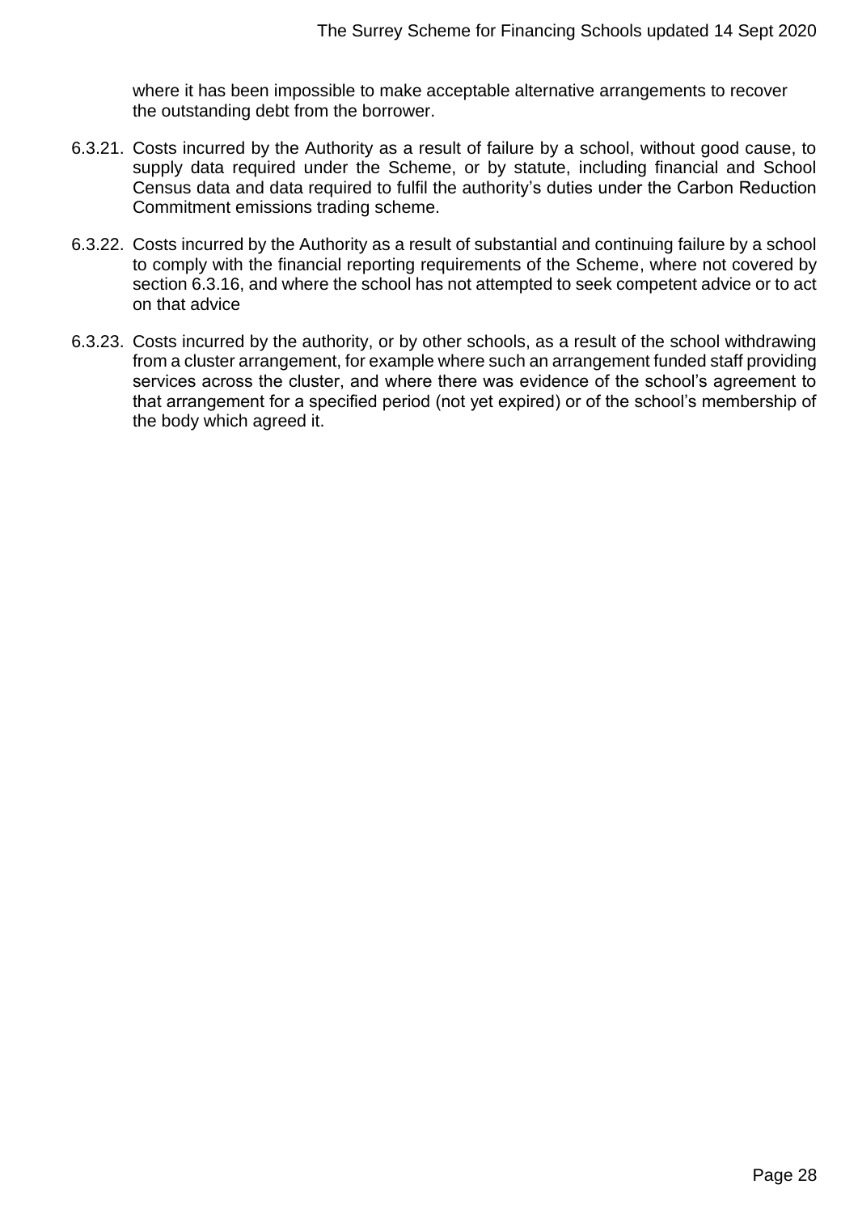where it has been impossible to make acceptable alternative arrangements to recover the outstanding debt from the borrower.

6.3.21. Costs incurred by the Authority as a result of failure by a school, without good cause, to supply data required under the Scheme, or by statute, including financial and School Census data and data required to fulfil the authority's duties under the Carbon Reduction Commitment emissions trading scheme.

6.3.22. Costs incurred by the Authority as a result of substantial and continuing failure by a school to comply with the financial reporting requirements of the Scheme, where not covered by section 6.3.16, and where the school has not attempted to seek competent advice or to act on that advice

6.3.23. Costs incurred by the authority, or by other schools, as a result of the school withdrawing from a cluster arrangement, for example where such an arrangement funded staff providing services across the cluster, and where there was evidence of the school's agreement to that arrangement for a specified period (not yet expired) or of the school's membership of the body which agreed it.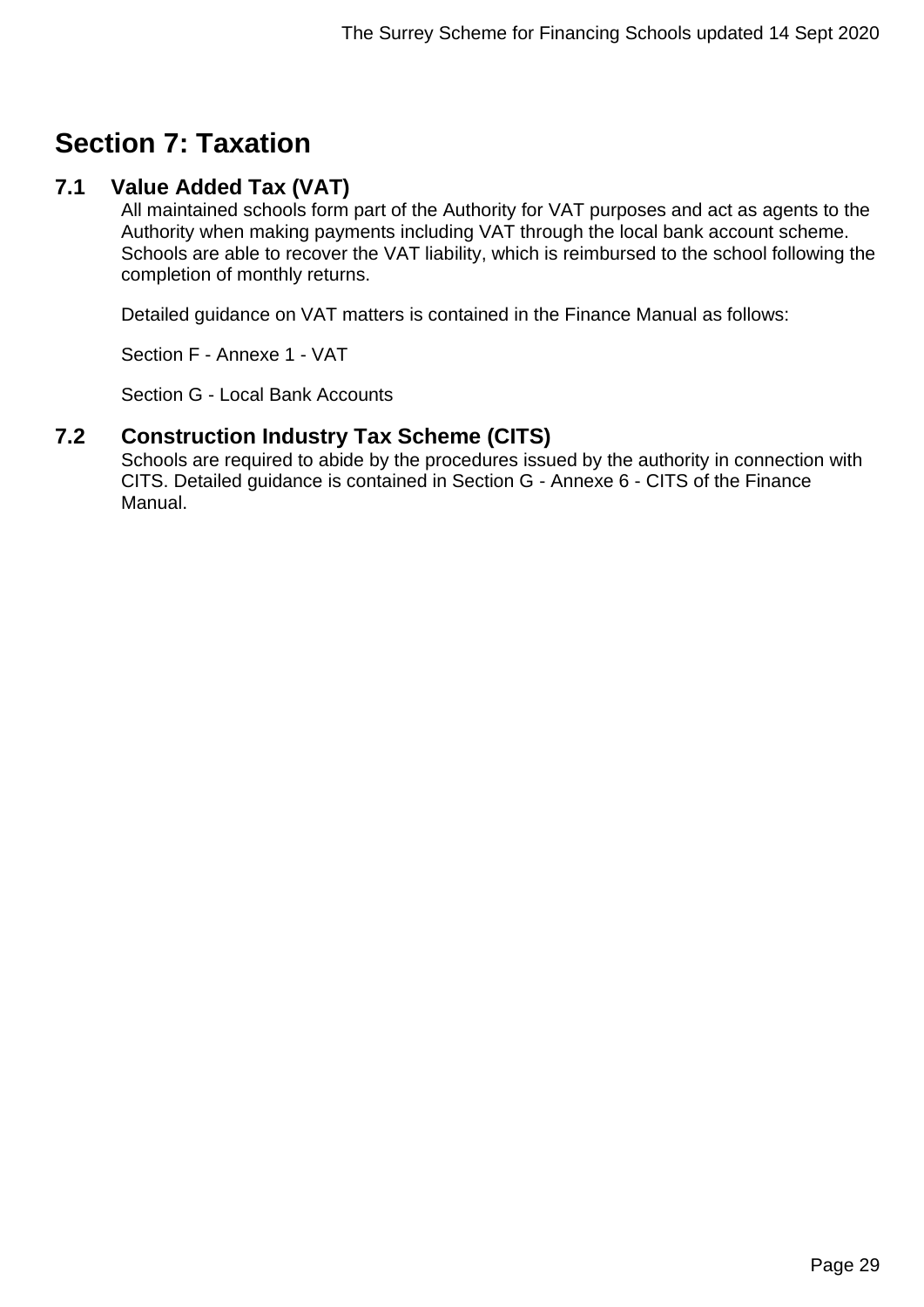# Section 7: Taxation

## 7.1 Value Added Tax (VAT)

All maintained schools form part of the Authority for VAT purposes and act as agents to the Authority when making payments including VAT through the local bank account scheme. Schools are able to recover the VAT liability, which is reimbursed to the school following the completion of monthly returns.

Detailed guidance on VAT matters is contained in the Finance Manual as follows:

Section F - Annexe 1 - VAT

Section G - Local Bank Accounts

## 7.2 Construction Industry Tax Scheme (CITS)

Schools are required to abide by the procedures issued by the authority in connection with CITS. Detailed guidance is contained in Section G - Annexe 6 - CITS of the Finance Manual.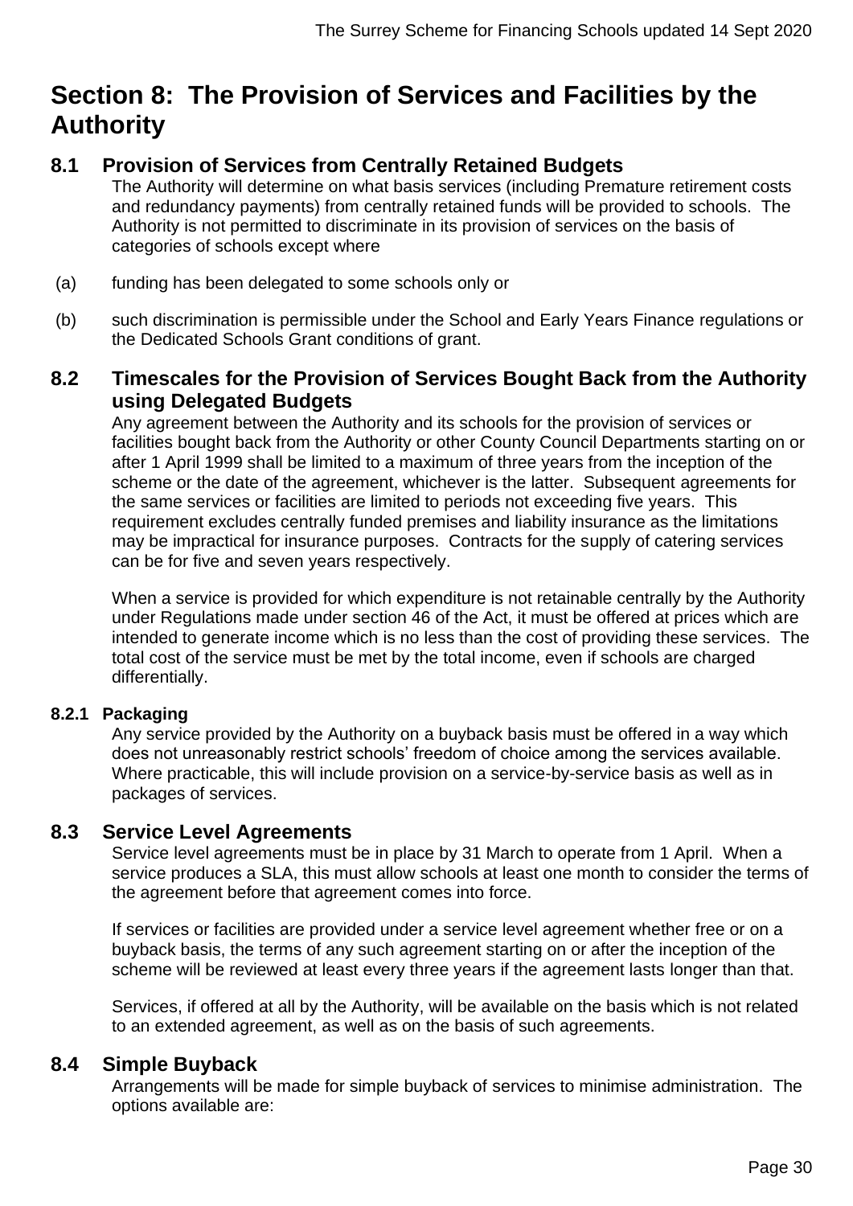# Section 8: The Provision of Services and Facilities by the Authority

## 8.1 Provision of Services from Centrally Retained Budgets

The Authority will determine on what basis services (including Premature retirement costs and redundancy payments) from centrally retained funds will be provided to schools. The Authority is not permitted to discriminate in its provision of services on the basis of categories of schools except where

(a) funding has been delegated to some schools only or

(b) such discrimination is permissible under the School and Early Years Finance regulations or the Dedicated Schools Grant conditions of grant.

## 8.2 Timescales for the Provision of Services Bought Back from the Authority using Delegated Budgets

Any agreement between the Authority and its schools for the provision of services or facilities bought back from the Authority or other County Council Departments starting on or after 1 April 1999 shall be limited to a maximum of three years from the inception of the scheme or the date of the agreement, whichever is the latter. Subsequent agreements for the same services or facilities are limited to periods not exceeding five years. This requirement excludes centrally funded premises and liability insurance as the limitations may be impractical for insurance purposes. Contracts for the supply of catering services can be for five and seven years respectively.

When a service is provided for which expenditure is not retainable centrally by the Authority under Regulations made under section 46 of the Act, it must be offered at prices which are intended to generate income which is no less than the cost of providing these services. The total cost of the service must be met by the total income, even if schools are charged differentially.

### 8.2.1 Packaging

Any service provided by the Authority on a buyback basis must be offered in a way which does not unreasonably restrict schools' freedom of choice among the services available. Where practicable, this will include provision on a service-by-service basis as well as in packages of services.

## 8.3 Service Level Agreements

Service level agreements must be in place by 31 March to operate from 1 April. When a service produces a SLA, this must allow schools at least one month to consider the terms of the agreement before that agreement comes into force.

If services or facilities are provided under a service level agreement whether free or on a buyback basis, the terms of any such agreement starting on or after the inception of the scheme will be reviewed at least every three years if the agreement lasts longer than that.

Services, if offered at all by the Authority, will be available on the basis which is not related to an extended agreement, as well as on the basis of such agreements.

## 8.4 Simple Buyback

Arrangements will be made for simple buyback of services to minimise administration. The options available are: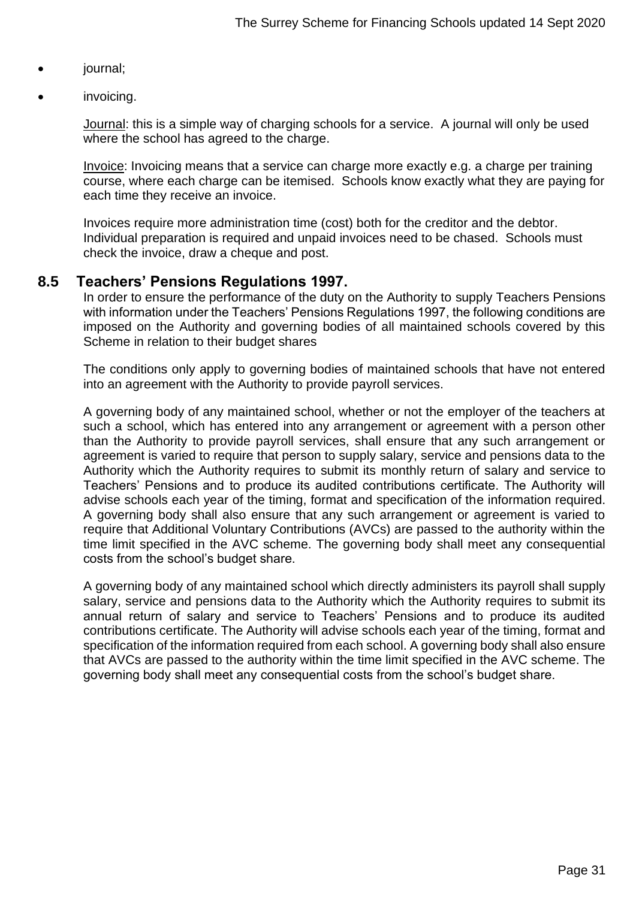- journal;
- invoicing.

Journal: this is a simple way of charging schools for a service. A journal will only be used where the school has agreed to the charge.

Invoice: Invoicing means that a service can charge more exactly e.g. a charge per training course, where each charge can be itemised. Schools know exactly what they are paying for each time they receive an invoice.

Invoices require more administration time (cost) both for the creditor and the debtor. Individual preparation is required and unpaid invoices need to be chased. Schools must check the invoice, draw a cheque and post.

## 8.5 Teachers' Pensions Regulations 1997.

In order to ensure the performance of the duty on the Authority to supply Teachers Pensions with information under the Teachers' Pensions Regulations 1997, the following conditions are imposed on the Authority and governing bodies of all maintained schools covered by this Scheme in relation to their budget shares

The conditions only apply to governing bodies of maintained schools that have not entered into an agreement with the Authority to provide payroll services.

A governing body of any maintained school, whether or not the employer of the teachers at such a school, which has entered into any arrangement or agreement with a person other than the Authority to provide payroll services, shall ensure that any such arrangement or agreement is varied to require that person to supply salary, service and pensions data to the Authority which the Authority requires to submit its monthly return of salary and service to Teachers' Pensions and to produce its audited contributions certificate. The Authority will advise schools each year of the timing, format and specification of the information required. A governing body shall also ensure that any such arrangement or agreement is varied to require that Additional Voluntary Contributions (AVCs) are passed to the authority within the time limit specified in the AVC scheme. The governing body shall meet any consequential costs from the school's budget share.

A governing body of any maintained school which directly administers its payroll shall supply salary, service and pensions data to the Authority which the Authority requires to submit its annual return of salary and service to Teachers' Pensions and to produce its audited contributions certificate. The Authority will advise schools each year of the timing, format and specification of the information required from each school. A governing body shall also ensure that AVCs are passed to the authority within the time limit specified in the AVC scheme. The governing body shall meet any consequential costs from the school's budget share.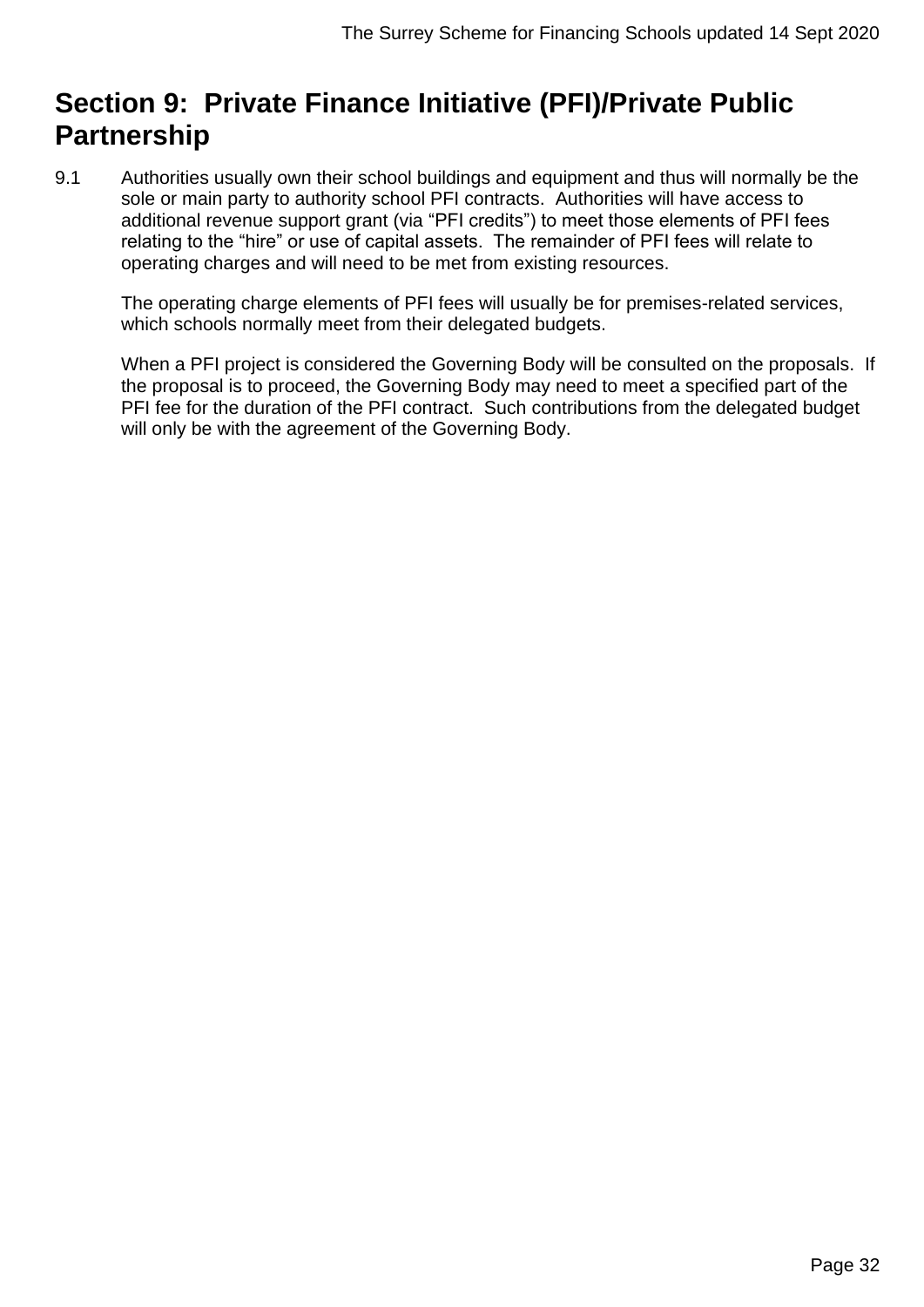# Section 9: Private Finance Initiative (PFI)/Private Public Partnership

9.1 Authorities usually own their school buildings and equipment and thus will normally be the sole or main party to authority school PFI contracts. Authorities will have access to additional revenue support grant (via "PFI credits") to meet those elements of PFI fees relating to the "hire" or use of capital assets. The remainder of PFI fees will relate to operating charges and will need to be met from existing resources.

The operating charge elements of PFI fees will usually be for premises-related services, which schools normally meet from their delegated budgets.

When a PFI project is considered the Governing Body will be consulted on the proposals. If the proposal is to proceed, the Governing Body may need to meet a specified part of the PFI fee for the duration of the PFI contract. Such contributions from the delegated budget will only be with the agreement of the Governing Body.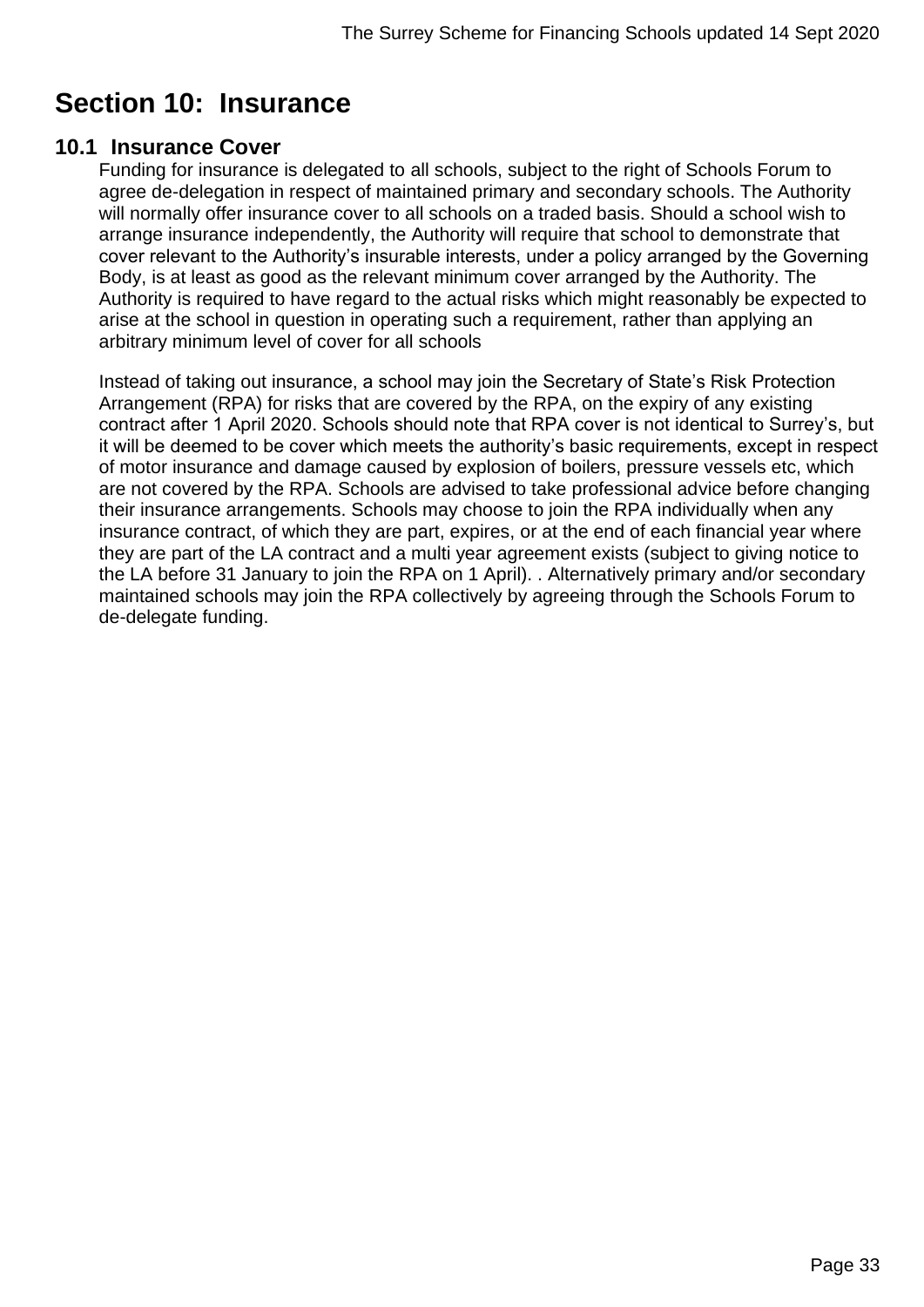# Section 10: Insurance

## 10.1 Insurance Cover

Funding for insurance is delegated to all schools, subject to the right of Schools Forum to agree de-delegation in respect of maintained primary and secondary schools. The Authority will normally offer insurance cover to all schools on a traded basis. Should a school wish to arrange insurance independently, the Authority will require that school to demonstrate that cover relevant to the Authority's insurable interests, under a policy arranged by the Governing Body, is at least as good as the relevant minimum cover arranged by the Authority. The Authority is required to have regard to the actual risks which might reasonably be expected to arise at the school in question in operating such a requirement, rather than applying an arbitrary minimum level of cover for all schools

Instead of taking out insurance, a school may join the Secretary of State's Risk Protection Arrangement (RPA) for risks that are covered by the RPA, on the expiry of any existing contract after 1 April 2020. Schools should note that RPA cover is not identical to Surrey's, but it will be deemed to be cover which meets the authority's basic requirements, except in respect of motor insurance and damage caused by explosion of boilers, pressure vessels etc, which are not covered by the RPA. Schools are advised to take professional advice before changing their insurance arrangements. Schools may choose to join the RPA individually when any insurance contract, of which they are part, expires, or at the end of each financial year where they are part of the LA contract and a multi year agreement exists (subject to giving notice to the LA before 31 January to join the RPA on 1 April). . Alternatively primary and/or secondary maintained schools may join the RPA collectively by agreeing through the Schools Forum to de-delegate funding.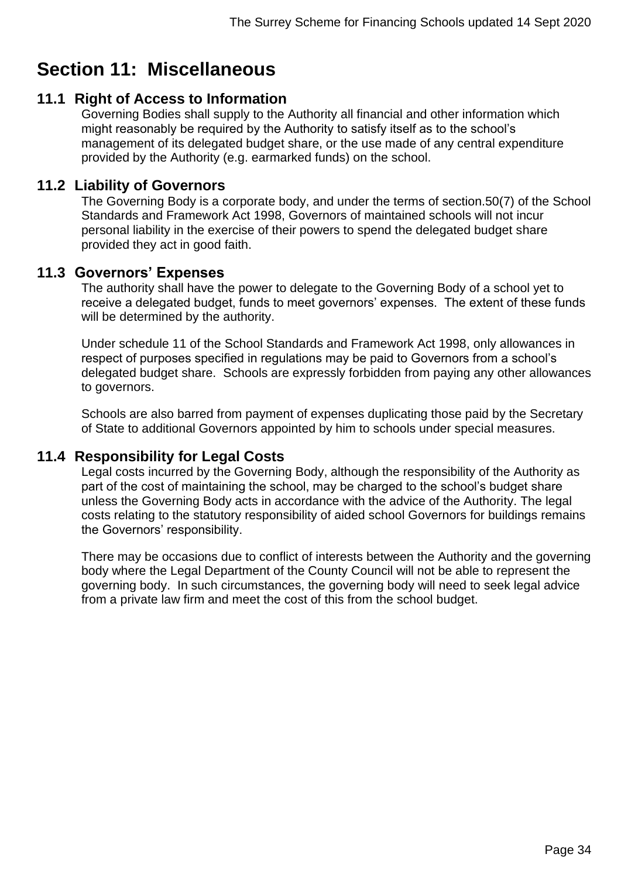# Section 11: Miscellaneous

## 11.1 Right of Access to Information

Governing Bodies shall supply to the Authority all financial and other information which might reasonably be required by the Authority to satisfy itself as to the school's management of its delegated budget share, or the use made of any central expenditure provided by the Authority (e.g. earmarked funds) on the school.

## 11.2 Liability of Governors

The Governing Body is a corporate body, and under the terms of section.50(7) of the School Standards and Framework Act 1998, Governors of maintained schools will not incur personal liability in the exercise of their powers to spend the delegated budget share provided they act in good faith.

## 11.3 Governors' Expenses

The authority shall have the power to delegate to the Governing Body of a school yet to receive a delegated budget, funds to meet governors' expenses. The extent of these funds will be determined by the authority.

Under schedule 11 of the School Standards and Framework Act 1998, only allowances in respect of purposes specified in regulations may be paid to Governors from a school's delegated budget share. Schools are expressly forbidden from paying any other allowances to governors.

Schools are also barred from payment of expenses duplicating those paid by the Secretary of State to additional Governors appointed by him to schools under special measures.

## 11.4 Responsibility for Legal Costs

Legal costs incurred by the Governing Body, although the responsibility of the Authority as part of the cost of maintaining the school, may be charged to the school's budget share unless the Governing Body acts in accordance with the advice of the Authority. The legal costs relating to the statutory responsibility of aided school Governors for buildings remains the Governors' responsibility.

There may be occasions due to conflict of interests between the Authority and the governing body where the Legal Department of the County Council will not be able to represent the governing body. In such circumstances, the governing body will need to seek legal advice from a private law firm and meet the cost of this from the school budget.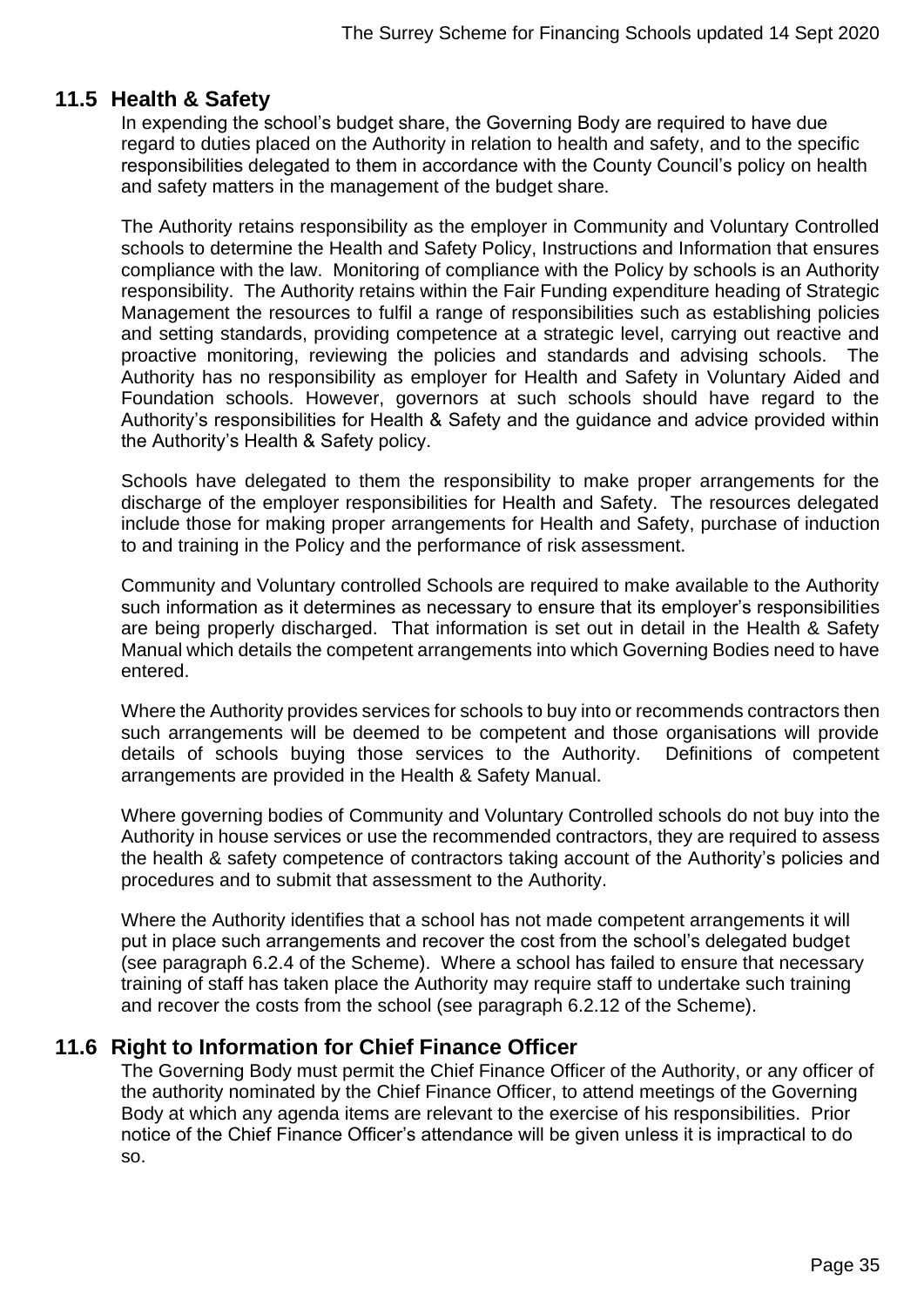## 11.5 Health & Safety

In expending the school's budget share, the Governing Body are required to have due regard to duties placed on the Authority in relation to health and safety, and to the specific responsibilities delegated to them in accordance with the County Council's policy on health and safety matters in the management of the budget share.

The Authority retains responsibility as the employer in Community and Voluntary Controlled schools to determine the Health and Safety Policy, Instructions and Information that ensures compliance with the law. Monitoring of compliance with the Policy by schools is an Authority responsibility. The Authority retains within the Fair Funding expenditure heading of Strategic Management the resources to fulfil a range of responsibilities such as establishing policies and setting standards, providing competence at a strategic level, carrying out reactive and proactive monitoring, reviewing the policies and standards and advising schools. The Authority has no responsibility as employer for Health and Safety in Voluntary Aided and Foundation schools. However, governors at such schools should have regard to the Authority's responsibilities for Health & Safety and the guidance and advice provided within the Authority's Health & Safety policy.

Schools have delegated to them the responsibility to make proper arrangements for the discharge of the employer responsibilities for Health and Safety. The resources delegated include those for making proper arrangements for Health and Safety, purchase of induction to and training in the Policy and the performance of risk assessment.

Community and Voluntary controlled Schools are required to make available to the Authority such information as it determines as necessary to ensure that its employer's responsibilities are being properly discharged. That information is set out in detail in the Health & Safety Manual which details the competent arrangements into which Governing Bodies need to have entered.

Where the Authority provides services for schools to buy into or recommends contractors then such arrangements will be deemed to be competent and those organisations will provide details of schools buying those services to the Authority. Definitions of competent arrangements are provided in the Health & Safety Manual.

Where governing bodies of Community and Voluntary Controlled schools do not buy into the Authority in house services or use the recommended contractors, they are required to assess the health & safety competence of contractors taking account of the Authority's policies and procedures and to submit that assessment to the Authority.

Where the Authority identifies that a school has not made competent arrangements it will put in place such arrangements and recover the cost from the school's delegated budget (see paragraph 6.2.4 of the Scheme). Where a school has failed to ensure that necessary training of staff has taken place the Authority may require staff to undertake such training and recover the costs from the school (see paragraph 6.2.12 of the Scheme).

## 11.6 Right to Information for Chief Finance Officer

The Governing Body must permit the Chief Finance Officer of the Authority, or any officer of the authority nominated by the Chief Finance Officer, to attend meetings of the Governing Body at which any agenda items are relevant to the exercise of his responsibilities. Prior notice of the Chief Finance Officer's attendance will be given unless it is impractical to do so.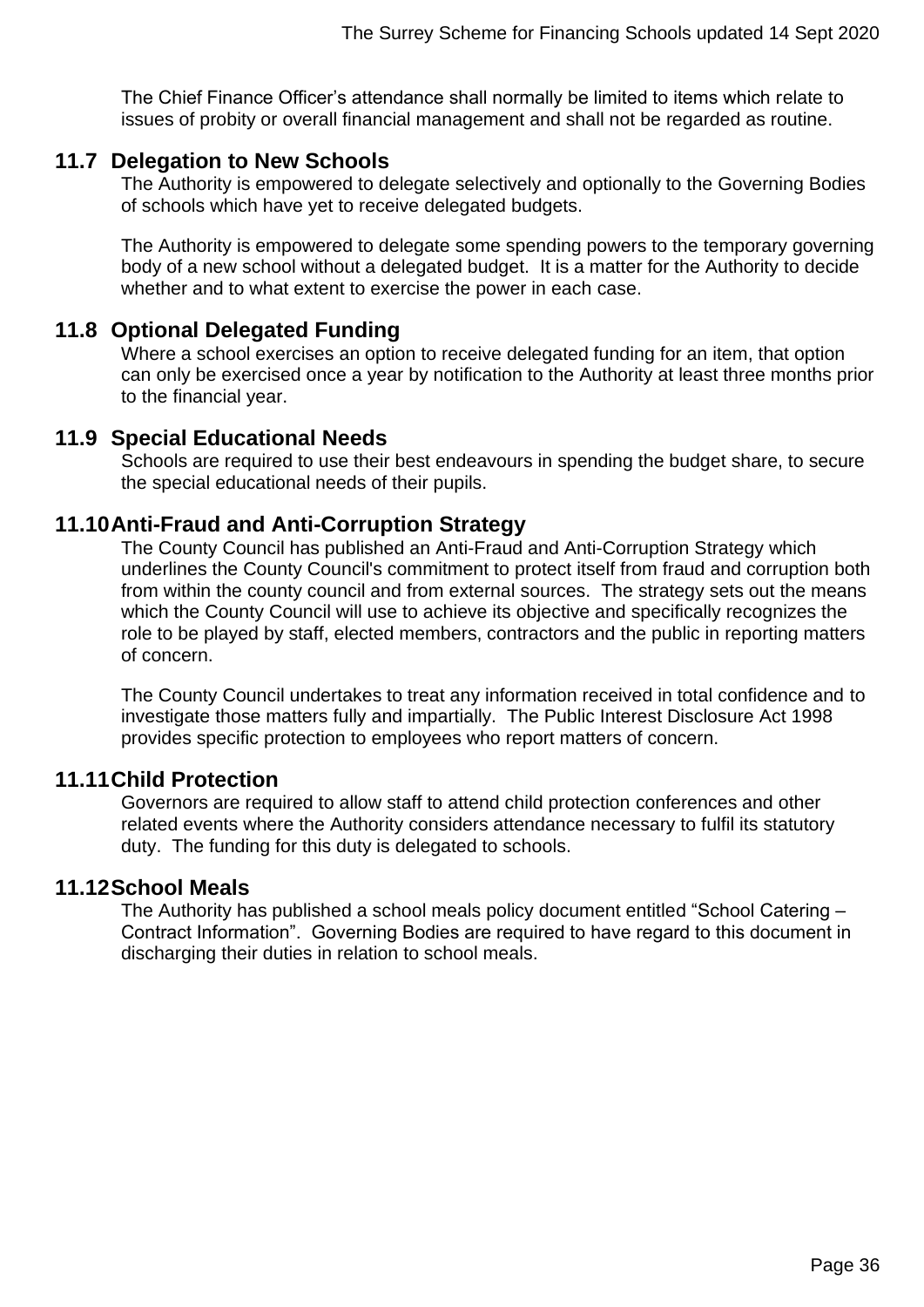The Chief Finance Officer's attendance shall normally be limited to items which relate to issues of probity or overall financial management and shall not be regarded as routine.

## 11.7 Delegation to New Schools

The Authority is empowered to delegate selectively and optionally to the Governing Bodies of schools which have yet to receive delegated budgets.

The Authority is empowered to delegate some spending powers to the temporary governing body of a new school without a delegated budget. It is a matter for the Authority to decide whether and to what extent to exercise the power in each case.

## 11.8 Optional Delegated Funding

Where a school exercises an option to receive delegated funding for an item, that option can only be exercised once a year by notification to the Authority at least three months prior to the financial year.

## 11.9 Special Educational Needs

Schools are required to use their best endeavours in spending the budget share, to secure the special educational needs of their pupils.

## 11.10 Anti-Fraud and Anti-Corruption Strategy

The County Council has published an Anti-Fraud and Anti-Corruption Strategy which underlines the County Council's commitment to protect itself from fraud and corruption both from within the county council and from external sources. The strategy sets out the means which the County Council will use to achieve its objective and specifically recognizes the role to be played by staff, elected members, contractors and the public in reporting matters of concern.

The County Council undertakes to treat any information received in total confidence and to investigate those matters fully and impartially. The Public Interest Disclosure Act 1998 provides specific protection to employees who report matters of concern.

## 11.11 Child Protection

Governors are required to allow staff to attend child protection conferences and other related events where the Authority considers attendance necessary to fulfil its statutory duty. The funding for this duty is delegated to schools.

## 11.12 School Meals

The Authority has published a school meals policy document entitled "School Catering – Contract Information". Governing Bodies are required to have regard to this document in discharging their duties in relation to school meals.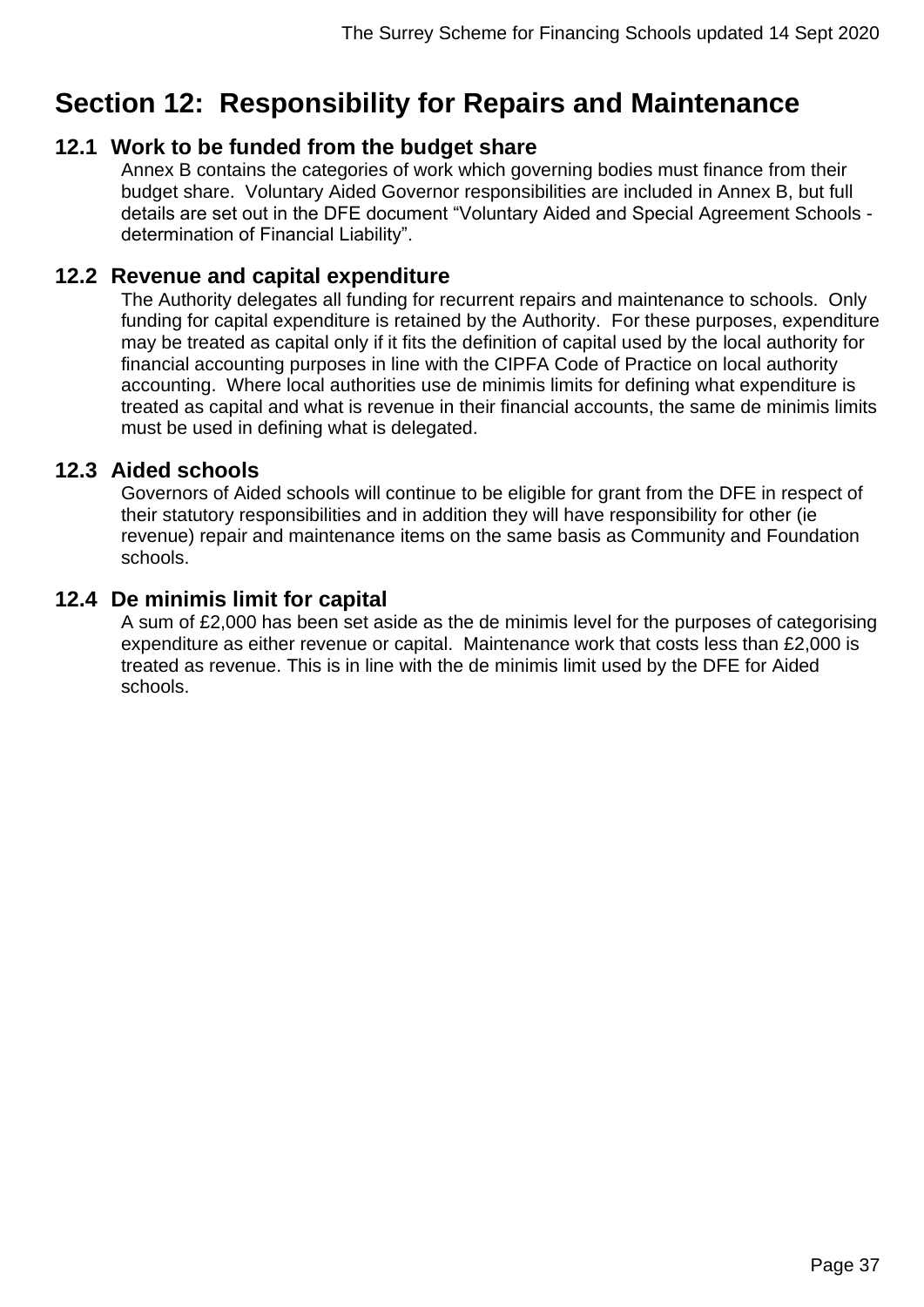# Section 12: Responsibility for Repairs and Maintenance

## 12.1 Work to be funded from the budget share

Annex B contains the categories of work which governing bodies must finance from their budget share. Voluntary Aided Governor responsibilities are included in Annex B, but full details are set out in the DFE document "Voluntary Aided and Special Agreement Schools - determination of Financial Liability".

## 12.2 Revenue and capital expenditure

The Authority delegates all funding for recurrent repairs and maintenance to schools. Only funding for capital expenditure is retained by the Authority. For these purposes, expenditure may be treated as capital only if it fits the definition of capital used by the local authority for financial accounting purposes in line with the CIPFA Code of Practice on local authority accounting. Where local authorities use de minimis limits for defining what expenditure is treated as capital and what is revenue in their financial accounts, the same de minimis limits must be used in defining what is delegated.

## 12.3 Aided schools

Governors of Aided schools will continue to be eligible for grant from the DFE in respect of their statutory responsibilities and in addition they will have responsibility for other (ie revenue) repair and maintenance items on the same basis as Community and Foundation schools.

## 12.4 De minimis limit for capital

A sum of £2,000 has been set aside as the de minimis level for the purposes of categorising expenditure as either revenue or capital. Maintenance work that costs less than £2,000 is treated as revenue. This is in line with the de minimis limit used by the DFE for Aided schools.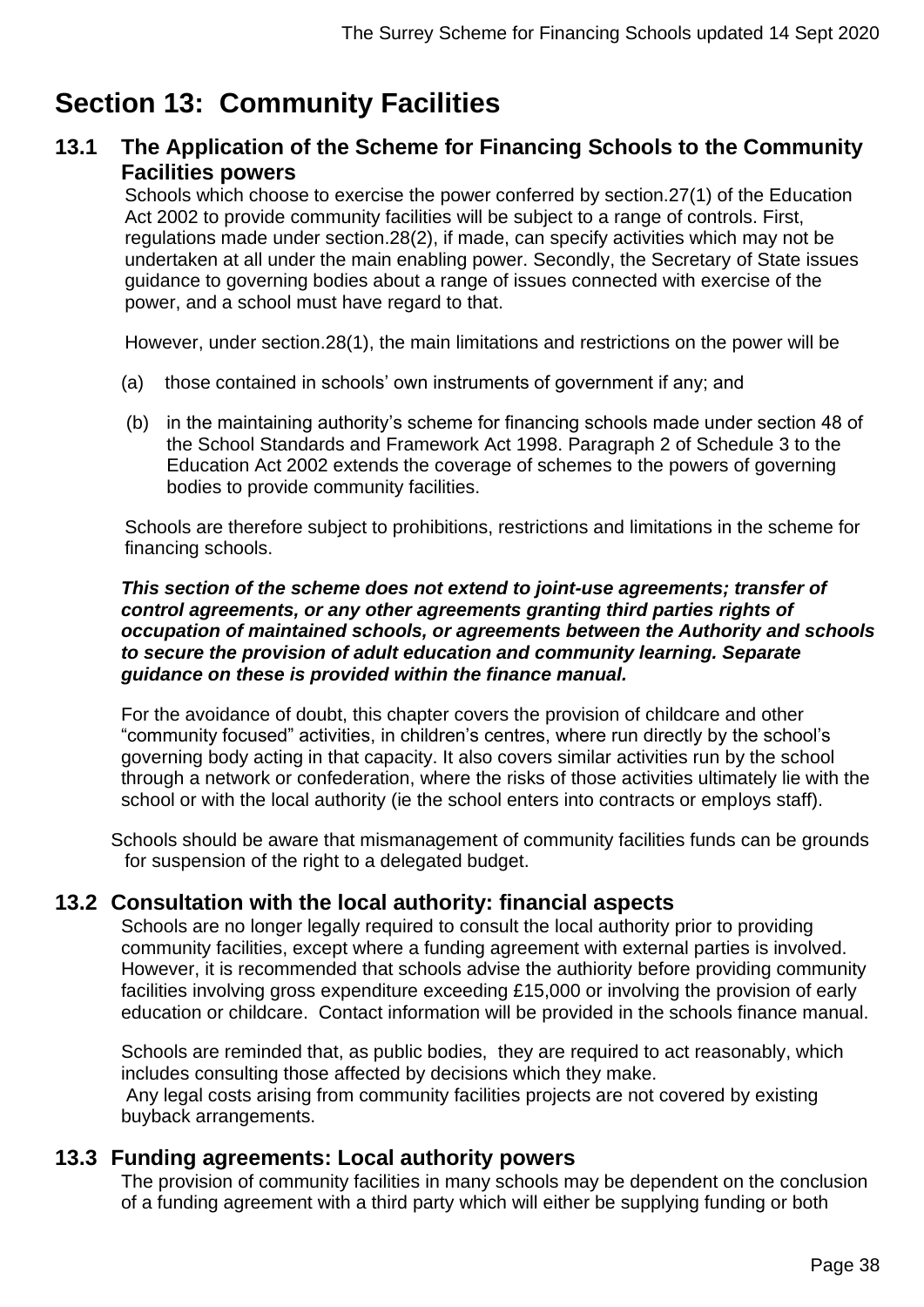# Section 13: Community Facilities

## 13.1 The Application of the Scheme for Financing Schools to the Community Facilities powers

Schools which choose to exercise the power conferred by section.27(1) of the Education Act 2002 to provide community facilities will be subject to a range of controls. First, regulations made under section.28(2), if made, can specify activities which may not be undertaken at all under the main enabling power. Secondly, the Secretary of State issues guidance to governing bodies about a range of issues connected with exercise of the power, and a school must have regard to that.

However, under section.28(1), the main limitations and restrictions on the power will be

(a) those contained in schools' own instruments of government if any; and

(b) in the maintaining authority's scheme for financing schools made under section 48 of the School Standards and Framework Act 1998. Paragraph 2 of Schedule 3 to the Education Act 2002 extends the coverage of schemes to the powers of governing bodies to provide community facilities.

Schools are therefore subject to prohibitions, restrictions and limitations in the scheme for financing schools.

***This section of the scheme does not extend to joint-use agreements; transfer of control agreements, or any other agreements granting third parties rights of occupation of maintained schools, or agreements between the Authority and schools to secure the provision of adult education and community learning. Separate guidance on these is provided within the finance manual.***

For the avoidance of doubt, this chapter covers the provision of childcare and other "community focused" activities, in children's centres, where run directly by the school's governing body acting in that capacity. It also covers similar activities run by the school through a network or confederation, where the risks of those activities ultimately lie with the school or with the local authority (ie the school enters into contracts or employs staff).

Schools should be aware that mismanagement of community facilities funds can be grounds for suspension of the right to a delegated budget.

## 13.2 Consultation with the local authority: financial aspects

Schools are no longer legally required to consult the local authority prior to providing community facilities, except where a funding agreement with external parties is involved. However, it is recommended that schools advise the authiority before providing community facilities involving gross expenditure exceeding £15,000 or involving the provision of early education or childcare. Contact information will be provided in the schools finance manual.

Schools are reminded that, as public bodies, they are required to act reasonably, which includes consulting those affected by decisions which they make.
Any legal costs arising from community facilities projects are not covered by existing buyback arrangements.

## 13.3 Funding agreements: Local authority powers

The provision of community facilities in many schools may be dependent on the conclusion of a funding agreement with a third party which will either be supplying funding or both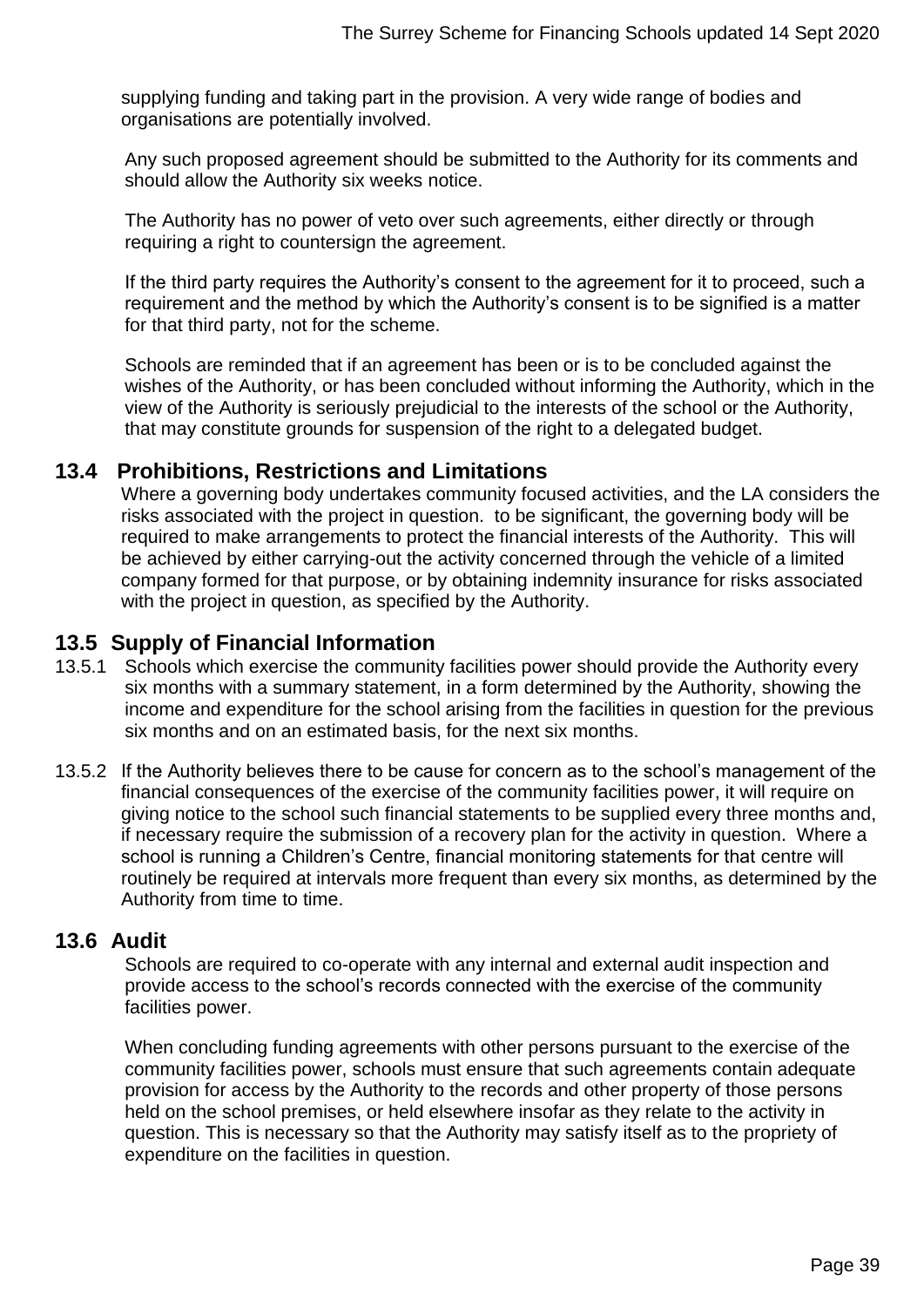supplying funding and taking part in the provision. A very wide range of bodies and organisations are potentially involved.

Any such proposed agreement should be submitted to the Authority for its comments and should allow the Authority six weeks notice.

The Authority has no power of veto over such agreements, either directly or through requiring a right to countersign the agreement.

If the third party requires the Authority's consent to the agreement for it to proceed, such a requirement and the method by which the Authority's consent is to be signified is a matter for that third party, not for the scheme.

Schools are reminded that if an agreement has been or is to be concluded against the wishes of the Authority, or has been concluded without informing the Authority, which in the view of the Authority is seriously prejudicial to the interests of the school or the Authority, that may constitute grounds for suspension of the right to a delegated budget.

## 13.4 Prohibitions, Restrictions and Limitations

Where a governing body undertakes community focused activities, and the LA considers the risks associated with the project in question. to be significant, the governing body will be required to make arrangements to protect the financial interests of the Authority. This will be achieved by either carrying-out the activity concerned through the vehicle of a limited company formed for that purpose, or by obtaining indemnity insurance for risks associated with the project in question, as specified by the Authority.

## 13.5 Supply of Financial Information

13.5.1 Schools which exercise the community facilities power should provide the Authority every six months with a summary statement, in a form determined by the Authority, showing the income and expenditure for the school arising from the facilities in question for the previous six months and on an estimated basis, for the next six months.

13.5.2 If the Authority believes there to be cause for concern as to the school's management of the financial consequences of the exercise of the community facilities power, it will require on giving notice to the school such financial statements to be supplied every three months and, if necessary require the submission of a recovery plan for the activity in question. Where a school is running a Children's Centre, financial monitoring statements for that centre will routinely be required at intervals more frequent than every six months, as determined by the Authority from time to time.

## 13.6 Audit

Schools are required to co-operate with any internal and external audit inspection and provide access to the school's records connected with the exercise of the community facilities power.

When concluding funding agreements with other persons pursuant to the exercise of the community facilities power, schools must ensure that such agreements contain adequate provision for access by the Authority to the records and other property of those persons held on the school premises, or held elsewhere insofar as they relate to the activity in question. This is necessary so that the Authority may satisfy itself as to the propriety of expenditure on the facilities in question.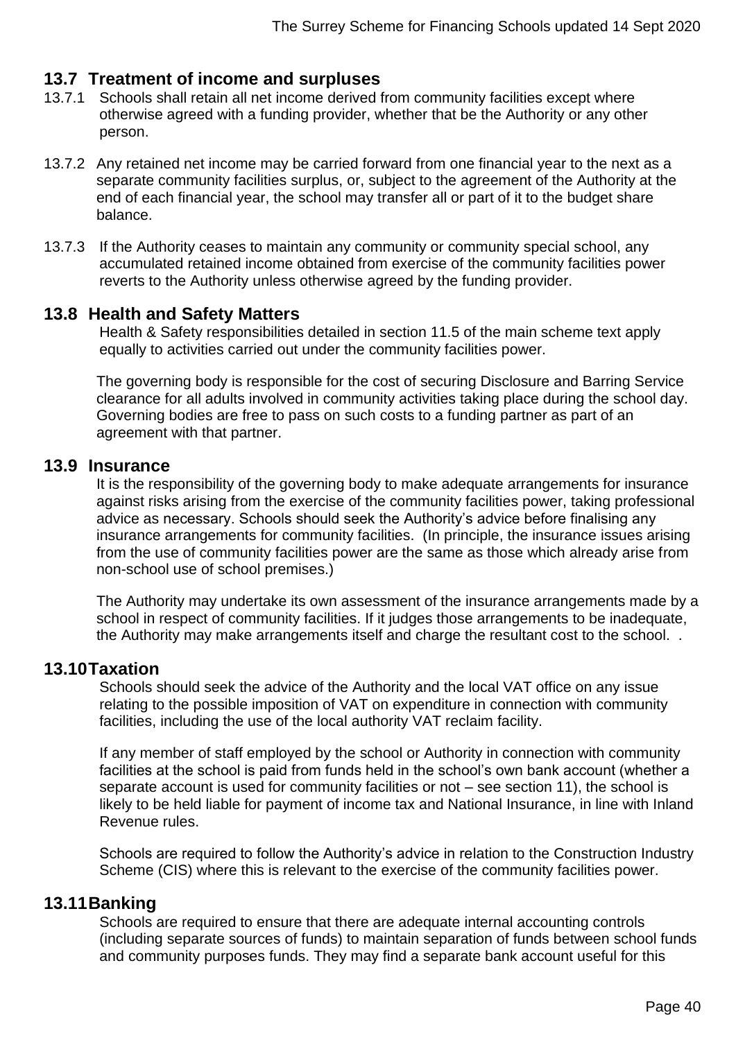## 13.7 Treatment of income and surpluses

13.7.1 Schools shall retain all net income derived from community facilities except where otherwise agreed with a funding provider, whether that be the Authority or any other person.

13.7.2 Any retained net income may be carried forward from one financial year to the next as a separate community facilities surplus, or, subject to the agreement of the Authority at the end of each financial year, the school may transfer all or part of it to the budget share balance.

13.7.3 If the Authority ceases to maintain any community or community special school, any accumulated retained income obtained from exercise of the community facilities power reverts to the Authority unless otherwise agreed by the funding provider.

## 13.8 Health and Safety Matters

Health & Safety responsibilities detailed in section 11.5 of the main scheme text apply equally to activities carried out under the community facilities power.

The governing body is responsible for the cost of securing Disclosure and Barring Service clearance for all adults involved in community activities taking place during the school day. Governing bodies are free to pass on such costs to a funding partner as part of an agreement with that partner.

## 13.9 Insurance

It is the responsibility of the governing body to make adequate arrangements for insurance against risks arising from the exercise of the community facilities power, taking professional advice as necessary. Schools should seek the Authority's advice before finalising any insurance arrangements for community facilities. (In principle, the insurance issues arising from the use of community facilities power are the same as those which already arise from non-school use of school premises.)

The Authority may undertake its own assessment of the insurance arrangements made by a school in respect of community facilities. If it judges those arrangements to be inadequate, the Authority may make arrangements itself and charge the resultant cost to the school. .

## 13.10 Taxation

Schools should seek the advice of the Authority and the local VAT office on any issue relating to the possible imposition of VAT on expenditure in connection with community facilities, including the use of the local authority VAT reclaim facility.

If any member of staff employed by the school or Authority in connection with community facilities at the school is paid from funds held in the school's own bank account (whether a separate account is used for community facilities or not – see section 11), the school is likely to be held liable for payment of income tax and National Insurance, in line with Inland Revenue rules.

Schools are required to follow the Authority's advice in relation to the Construction Industry Scheme (CIS) where this is relevant to the exercise of the community facilities power.

## 13.11 Banking

Schools are required to ensure that there are adequate internal accounting controls (including separate sources of funds) to maintain separation of funds between school funds and community purposes funds. They may find a separate bank account useful for this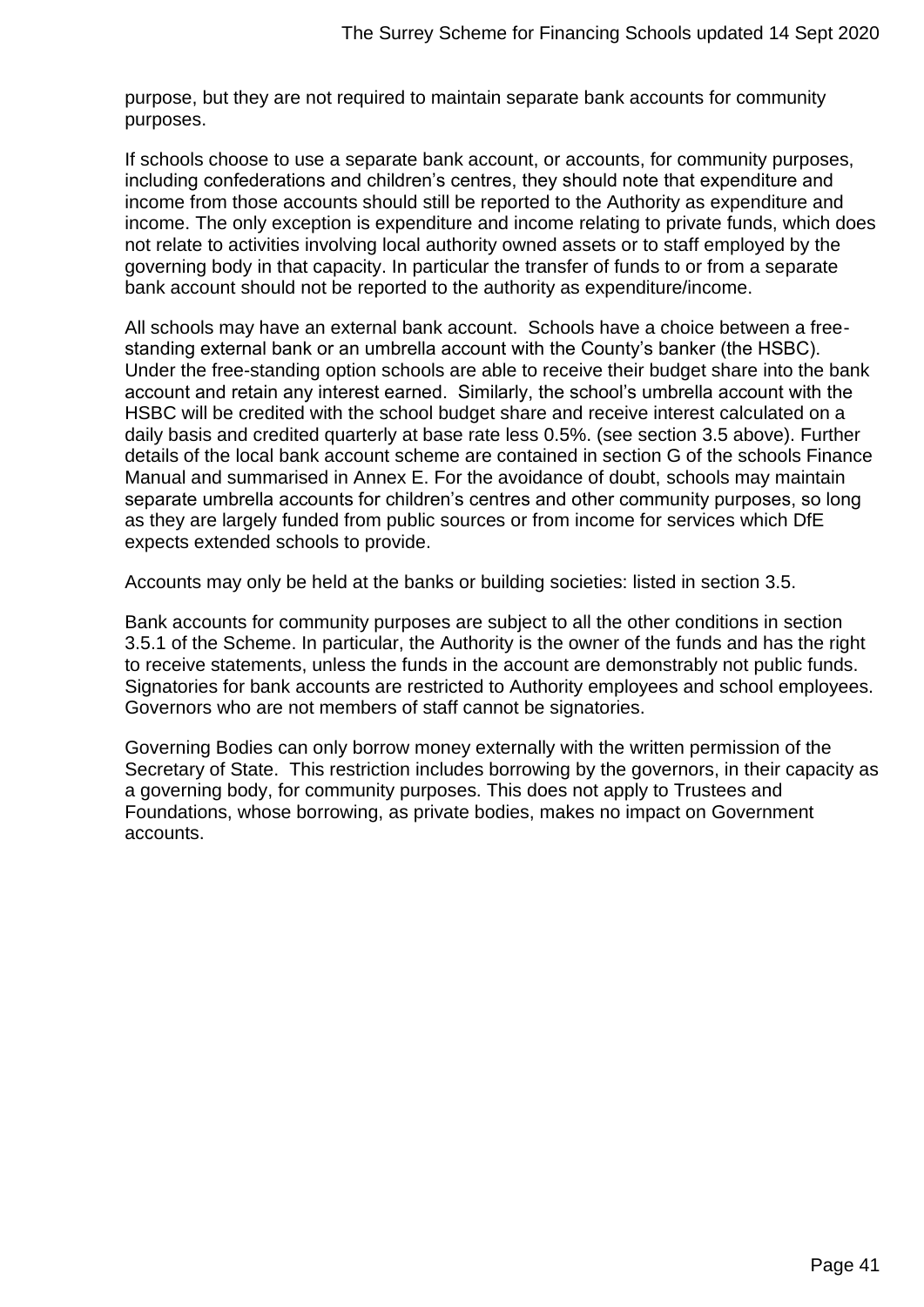purpose, but they are not required to maintain separate bank accounts for community purposes.

If schools choose to use a separate bank account, or accounts, for community purposes, including confederations and children's centres, they should note that expenditure and income from those accounts should still be reported to the Authority as expenditure and income. The only exception is expenditure and income relating to private funds, which does not relate to activities involving local authority owned assets or to staff employed by the governing body in that capacity. In particular the transfer of funds to or from a separate bank account should not be reported to the authority as expenditure/income.

All schools may have an external bank account. Schools have a choice between a free-standing external bank or an umbrella account with the County's banker (the HSBC). Under the free-standing option schools are able to receive their budget share into the bank account and retain any interest earned. Similarly, the school's umbrella account with the HSBC will be credited with the school budget share and receive interest calculated on a daily basis and credited quarterly at base rate less 0.5%. (see section 3.5 above). Further details of the local bank account scheme are contained in section G of the schools Finance Manual and summarised in Annex E. For the avoidance of doubt, schools may maintain separate umbrella accounts for children's centres and other community purposes, so long as they are largely funded from public sources or from income for services which DfE expects extended schools to provide.

Accounts may only be held at the banks or building societies: listed in section 3.5.

Bank accounts for community purposes are subject to all the other conditions in section 3.5.1 of the Scheme. In particular, the Authority is the owner of the funds and has the right to receive statements, unless the funds in the account are demonstrably not public funds. Signatories for bank accounts are restricted to Authority employees and school employees. Governors who are not members of staff cannot be signatories.

Governing Bodies can only borrow money externally with the written permission of the Secretary of State. This restriction includes borrowing by the governors, in their capacity as a governing body, for community purposes. This does not apply to Trustees and Foundations, whose borrowing, as private bodies, makes no impact on Government accounts.